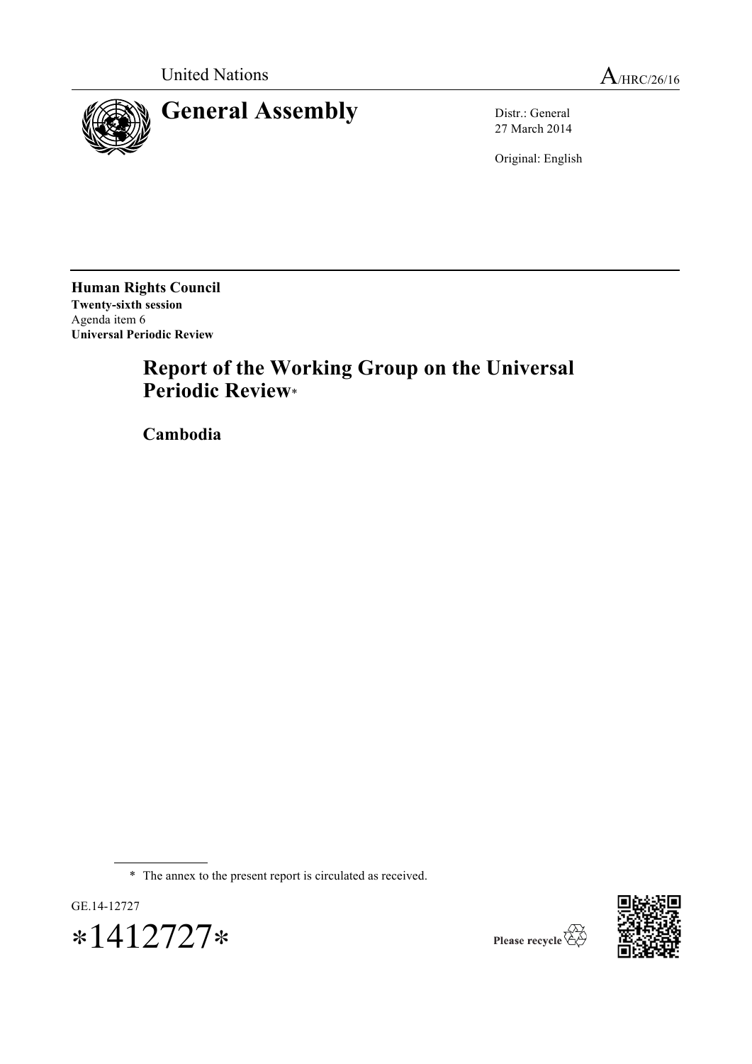United Nations A/HRC/26/16

# General Assembly

Distr.: General
27 March 2014

Original: English

**Human Rights Council**
**Twenty-sixth session**
Agenda item 6
**Universal Periodic Review**

## Report of the Working Group on the Universal Periodic Review*

## Cambodia

---

\* The annex to the present report is circulated as received.

GE.14-12727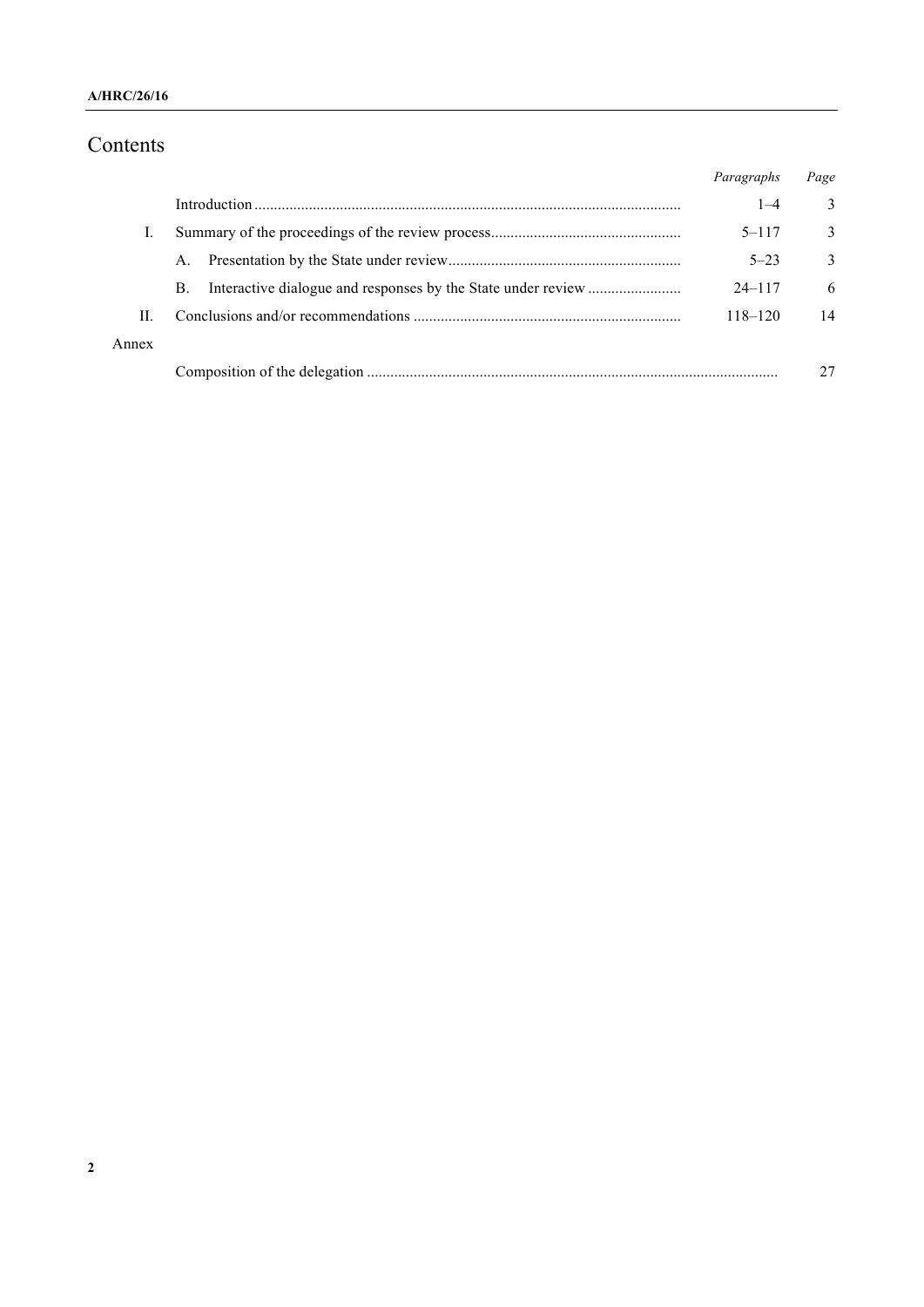# Contents

| | | Paragraphs | Page |
|---|---|---|---|
| | Introduction | 1–4 | 3 |
| I. | Summary of the proceedings of the review process | 5–117 | 3 |
| | A. Presentation by the State under review | 5–23 | 3 |
| | B. Interactive dialogue and responses by the State under review | 24–117 | 6 |
| II. | Conclusions and/or recommendations | 118–120 | 14 |
| Annex | | | |
| | Composition of the delegation | | 27 |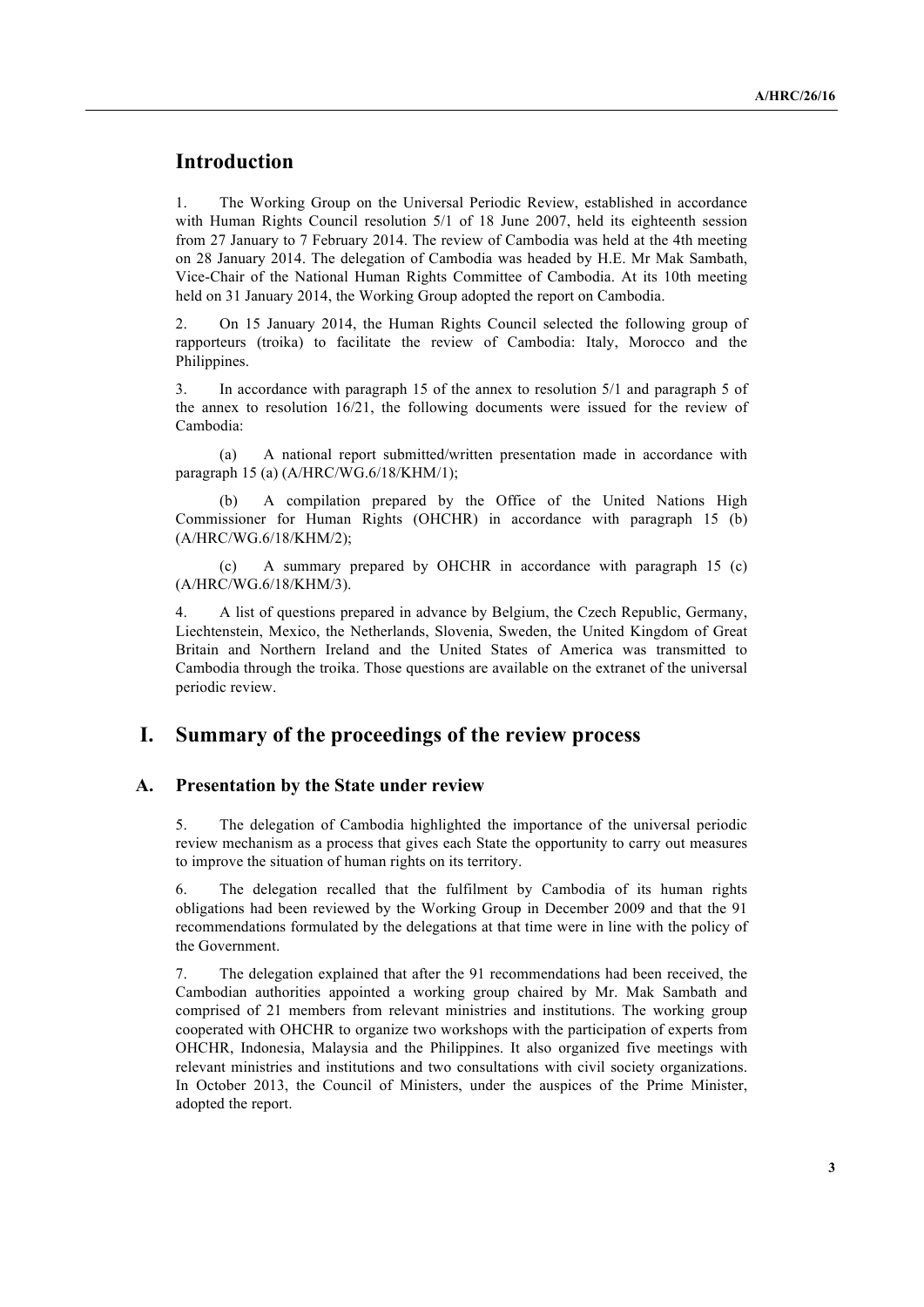## Introduction

1. The Working Group on the Universal Periodic Review, established in accordance with Human Rights Council resolution 5/1 of 18 June 2007, held its eighteenth session from 27 January to 7 February 2014. The review of Cambodia was held at the 4th meeting on 28 January 2014. The delegation of Cambodia was headed by H.E. Mr Mak Sambath, Vice-Chair of the National Human Rights Committee of Cambodia. At its 10th meeting held on 31 January 2014, the Working Group adopted the report on Cambodia.

2. On 15 January 2014, the Human Rights Council selected the following group of rapporteurs (troika) to facilitate the review of Cambodia: Italy, Morocco and the Philippines.

3. In accordance with paragraph 15 of the annex to resolution 5/1 and paragraph 5 of the annex to resolution 16/21, the following documents were issued for the review of Cambodia:

(a) A national report submitted/written presentation made in accordance with paragraph 15 (a) (A/HRC/WG.6/18/KHM/1);

(b) A compilation prepared by the Office of the United Nations High Commissioner for Human Rights (OHCHR) in accordance with paragraph 15 (b) (A/HRC/WG.6/18/KHM/2);

(c) A summary prepared by OHCHR in accordance with paragraph 15 (c) (A/HRC/WG.6/18/KHM/3).

4. A list of questions prepared in advance by Belgium, the Czech Republic, Germany, Liechtenstein, Mexico, the Netherlands, Slovenia, Sweden, the United Kingdom of Great Britain and Northern Ireland and the United States of America was transmitted to Cambodia through the troika. Those questions are available on the extranet of the universal periodic review.

# I. Summary of the proceedings of the review process

## A. Presentation by the State under review

5. The delegation of Cambodia highlighted the importance of the universal periodic review mechanism as a process that gives each State the opportunity to carry out measures to improve the situation of human rights on its territory.

6. The delegation recalled that the fulfilment by Cambodia of its human rights obligations had been reviewed by the Working Group in December 2009 and that the 91 recommendations formulated by the delegations at that time were in line with the policy of the Government.

7. The delegation explained that after the 91 recommendations had been received, the Cambodian authorities appointed a working group chaired by Mr. Mak Sambath and comprised of 21 members from relevant ministries and institutions. The working group cooperated with OHCHR to organize two workshops with the participation of experts from OHCHR, Indonesia, Malaysia and the Philippines. It also organized five meetings with relevant ministries and institutions and two consultations with civil society organizations. In October 2013, the Council of Ministers, under the auspices of the Prime Minister, adopted the report.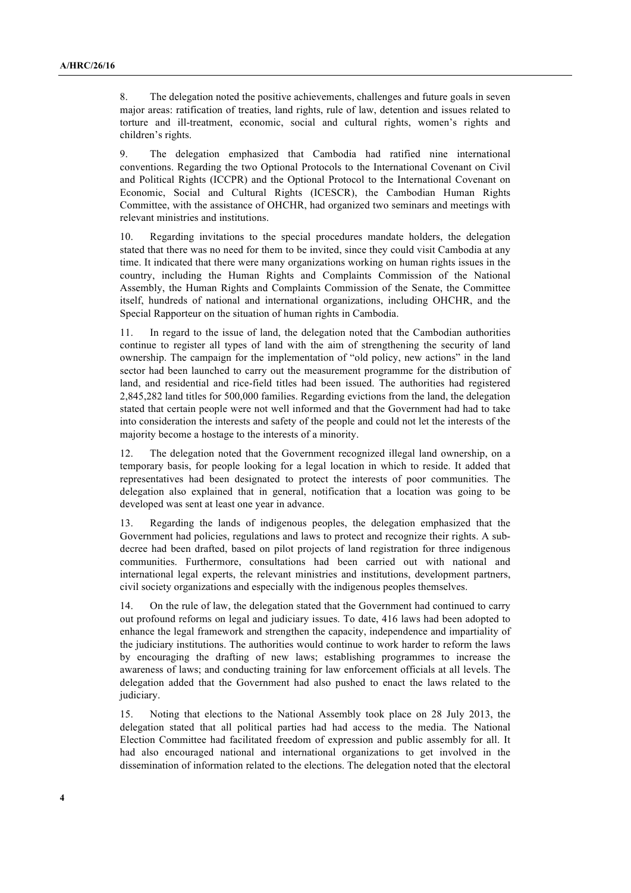8. The delegation noted the positive achievements, challenges and future goals in seven major areas: ratification of treaties, land rights, rule of law, detention and issues related to torture and ill-treatment, economic, social and cultural rights, women's rights and children's rights.

9. The delegation emphasized that Cambodia had ratified nine international conventions. Regarding the two Optional Protocols to the International Covenant on Civil and Political Rights (ICCPR) and the Optional Protocol to the International Covenant on Economic, Social and Cultural Rights (ICESCR), the Cambodian Human Rights Committee, with the assistance of OHCHR, had organized two seminars and meetings with relevant ministries and institutions.

10. Regarding invitations to the special procedures mandate holders, the delegation stated that there was no need for them to be invited, since they could visit Cambodia at any time. It indicated that there were many organizations working on human rights issues in the country, including the Human Rights and Complaints Commission of the National Assembly, the Human Rights and Complaints Commission of the Senate, the Committee itself, hundreds of national and international organizations, including OHCHR, and the Special Rapporteur on the situation of human rights in Cambodia.

11. In regard to the issue of land, the delegation noted that the Cambodian authorities continue to register all types of land with the aim of strengthening the security of land ownership. The campaign for the implementation of "old policy, new actions" in the land sector had been launched to carry out the measurement programme for the distribution of land, and residential and rice-field titles had been issued. The authorities had registered 2,845,282 land titles for 500,000 families. Regarding evictions from the land, the delegation stated that certain people were not well informed and that the Government had had to take into consideration the interests and safety of the people and could not let the interests of the majority become a hostage to the interests of a minority.

12. The delegation noted that the Government recognized illegal land ownership, on a temporary basis, for people looking for a legal location in which to reside. It added that representatives had been designated to protect the interests of poor communities. The delegation also explained that in general, notification that a location was going to be developed was sent at least one year in advance.

13. Regarding the lands of indigenous peoples, the delegation emphasized that the Government had policies, regulations and laws to protect and recognize their rights. A sub-decree had been drafted, based on pilot projects of land registration for three indigenous communities. Furthermore, consultations had been carried out with national and international legal experts, the relevant ministries and institutions, development partners, civil society organizations and especially with the indigenous peoples themselves.

14. On the rule of law, the delegation stated that the Government had continued to carry out profound reforms on legal and judiciary issues. To date, 416 laws had been adopted to enhance the legal framework and strengthen the capacity, independence and impartiality of the judiciary institutions. The authorities would continue to work harder to reform the laws by encouraging the drafting of new laws; establishing programmes to increase the awareness of laws; and conducting training for law enforcement officials at all levels. The delegation added that the Government had also pushed to enact the laws related to the judiciary.

15. Noting that elections to the National Assembly took place on 28 July 2013, the delegation stated that all political parties had had access to the media. The National Election Committee had facilitated freedom of expression and public assembly for all. It had also encouraged national and international organizations to get involved in the dissemination of information related to the elections. The delegation noted that the electoral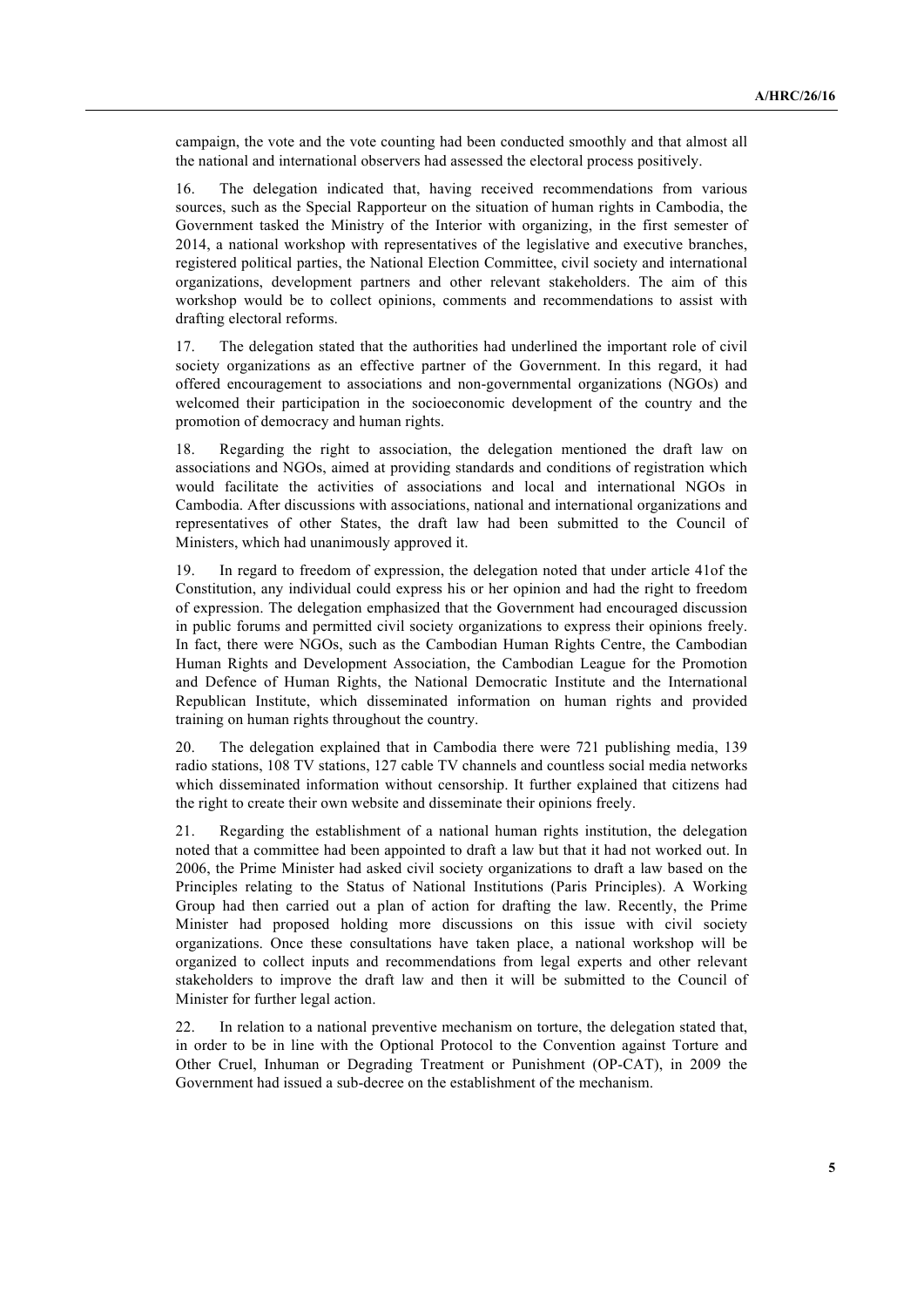campaign, the vote and the vote counting had been conducted smoothly and that almost all the national and international observers had assessed the electoral process positively.

16. The delegation indicated that, having received recommendations from various sources, such as the Special Rapporteur on the situation of human rights in Cambodia, the Government tasked the Ministry of the Interior with organizing, in the first semester of 2014, a national workshop with representatives of the legislative and executive branches, registered political parties, the National Election Committee, civil society and international organizations, development partners and other relevant stakeholders. The aim of this workshop would be to collect opinions, comments and recommendations to assist with drafting electoral reforms.

17. The delegation stated that the authorities had underlined the important role of civil society organizations as an effective partner of the Government. In this regard, it had offered encouragement to associations and non-governmental organizations (NGOs) and welcomed their participation in the socioeconomic development of the country and the promotion of democracy and human rights.

18. Regarding the right to association, the delegation mentioned the draft law on associations and NGOs, aimed at providing standards and conditions of registration which would facilitate the activities of associations and local and international NGOs in Cambodia. After discussions with associations, national and international organizations and representatives of other States, the draft law had been submitted to the Council of Ministers, which had unanimously approved it.

19. In regard to freedom of expression, the delegation noted that under article 41of the Constitution, any individual could express his or her opinion and had the right to freedom of expression. The delegation emphasized that the Government had encouraged discussion in public forums and permitted civil society organizations to express their opinions freely. In fact, there were NGOs, such as the Cambodian Human Rights Centre, the Cambodian Human Rights and Development Association, the Cambodian League for the Promotion and Defence of Human Rights, the National Democratic Institute and the International Republican Institute, which disseminated information on human rights and provided training on human rights throughout the country.

20. The delegation explained that in Cambodia there were 721 publishing media, 139 radio stations, 108 TV stations, 127 cable TV channels and countless social media networks which disseminated information without censorship. It further explained that citizens had the right to create their own website and disseminate their opinions freely.

21. Regarding the establishment of a national human rights institution, the delegation noted that a committee had been appointed to draft a law but that it had not worked out. In 2006, the Prime Minister had asked civil society organizations to draft a law based on the Principles relating to the Status of National Institutions (Paris Principles). A Working Group had then carried out a plan of action for drafting the law. Recently, the Prime Minister had proposed holding more discussions on this issue with civil society organizations. Once these consultations have taken place, a national workshop will be organized to collect inputs and recommendations from legal experts and other relevant stakeholders to improve the draft law and then it will be submitted to the Council of Minister for further legal action.

22. In relation to a national preventive mechanism on torture, the delegation stated that, in order to be in line with the Optional Protocol to the Convention against Torture and Other Cruel, Inhuman or Degrading Treatment or Punishment (OP-CAT), in 2009 the Government had issued a sub-decree on the establishment of the mechanism.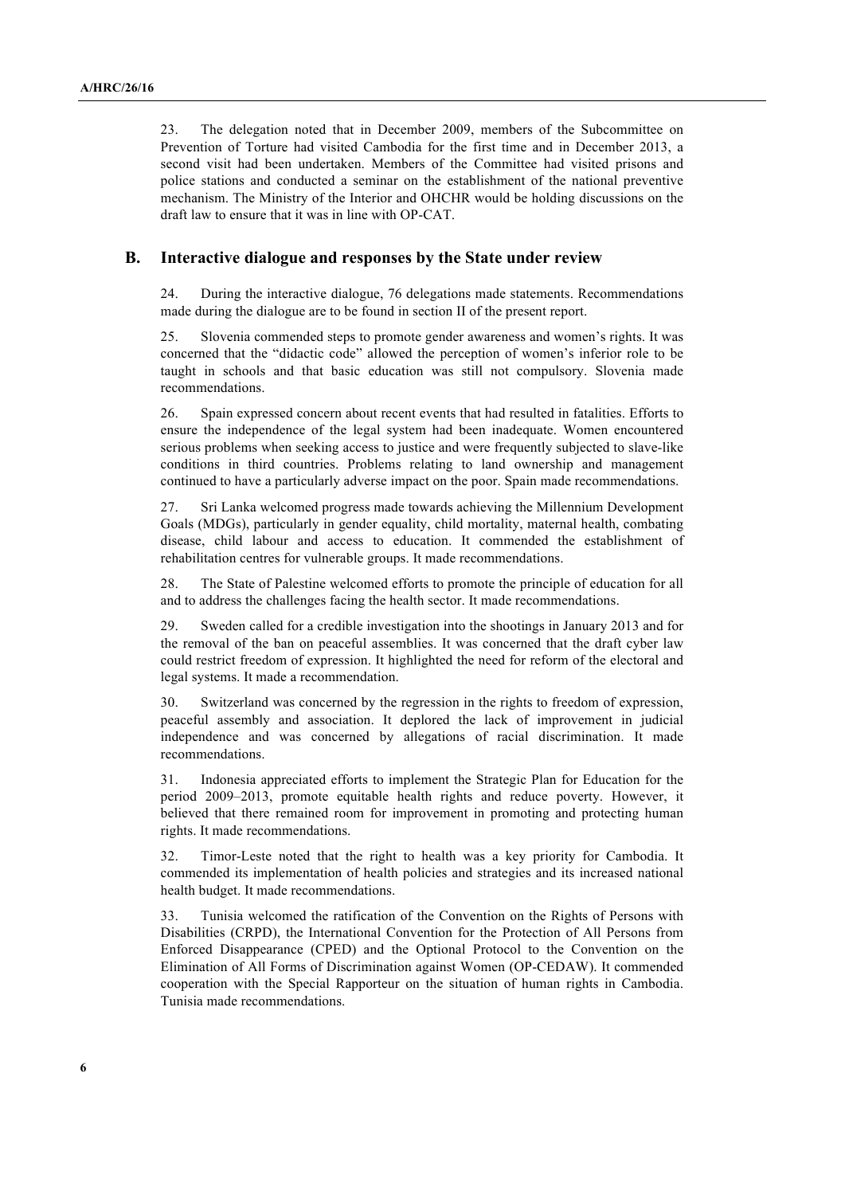23. The delegation noted that in December 2009, members of the Subcommittee on Prevention of Torture had visited Cambodia for the first time and in December 2013, a second visit had been undertaken. Members of the Committee had visited prisons and police stations and conducted a seminar on the establishment of the national preventive mechanism. The Ministry of the Interior and OHCHR would be holding discussions on the draft law to ensure that it was in line with OP-CAT.

## B. Interactive dialogue and responses by the State under review

24. During the interactive dialogue, 76 delegations made statements. Recommendations made during the dialogue are to be found in section II of the present report.

25. Slovenia commended steps to promote gender awareness and women's rights. It was concerned that the "didactic code" allowed the perception of women's inferior role to be taught in schools and that basic education was still not compulsory. Slovenia made recommendations.

26. Spain expressed concern about recent events that had resulted in fatalities. Efforts to ensure the independence of the legal system had been inadequate. Women encountered serious problems when seeking access to justice and were frequently subjected to slave-like conditions in third countries. Problems relating to land ownership and management continued to have a particularly adverse impact on the poor. Spain made recommendations.

27. Sri Lanka welcomed progress made towards achieving the Millennium Development Goals (MDGs), particularly in gender equality, child mortality, maternal health, combating disease, child labour and access to education. It commended the establishment of rehabilitation centres for vulnerable groups. It made recommendations.

28. The State of Palestine welcomed efforts to promote the principle of education for all and to address the challenges facing the health sector. It made recommendations.

29. Sweden called for a credible investigation into the shootings in January 2013 and for the removal of the ban on peaceful assemblies. It was concerned that the draft cyber law could restrict freedom of expression. It highlighted the need for reform of the electoral and legal systems. It made a recommendation.

30. Switzerland was concerned by the regression in the rights to freedom of expression, peaceful assembly and association. It deplored the lack of improvement in judicial independence and was concerned by allegations of racial discrimination. It made recommendations.

31. Indonesia appreciated efforts to implement the Strategic Plan for Education for the period 2009–2013, promote equitable health rights and reduce poverty. However, it believed that there remained room for improvement in promoting and protecting human rights. It made recommendations.

32. Timor-Leste noted that the right to health was a key priority for Cambodia. It commended its implementation of health policies and strategies and its increased national health budget. It made recommendations.

33. Tunisia welcomed the ratification of the Convention on the Rights of Persons with Disabilities (CRPD), the International Convention for the Protection of All Persons from Enforced Disappearance (CPED) and the Optional Protocol to the Convention on the Elimination of All Forms of Discrimination against Women (OP-CEDAW). It commended cooperation with the Special Rapporteur on the situation of human rights in Cambodia. Tunisia made recommendations.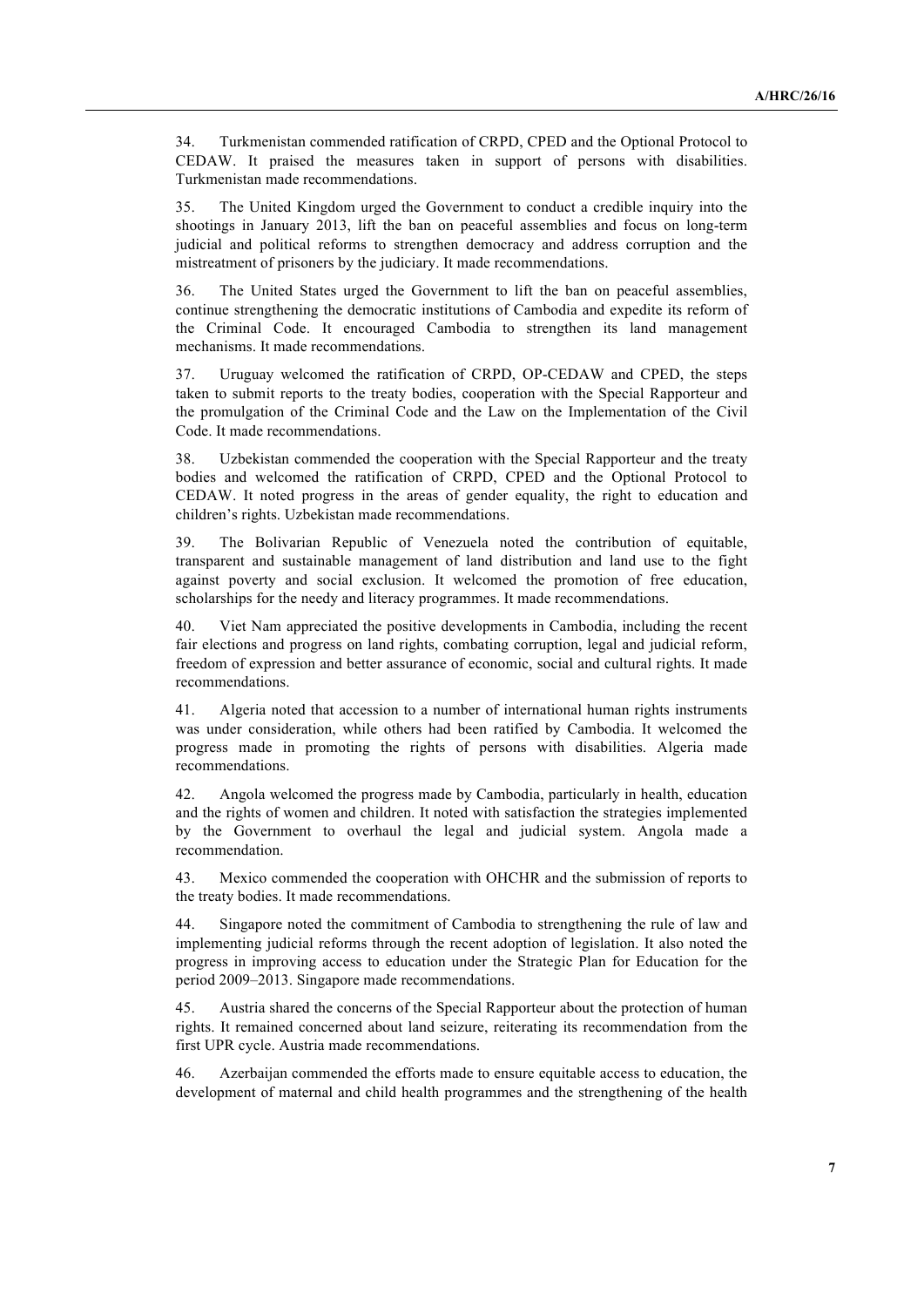34. Turkmenistan commended ratification of CRPD, CPED and the Optional Protocol to CEDAW. It praised the measures taken in support of persons with disabilities. Turkmenistan made recommendations.

35. The United Kingdom urged the Government to conduct a credible inquiry into the shootings in January 2013, lift the ban on peaceful assemblies and focus on long-term judicial and political reforms to strengthen democracy and address corruption and the mistreatment of prisoners by the judiciary. It made recommendations.

36. The United States urged the Government to lift the ban on peaceful assemblies, continue strengthening the democratic institutions of Cambodia and expedite its reform of the Criminal Code. It encouraged Cambodia to strengthen its land management mechanisms. It made recommendations.

37. Uruguay welcomed the ratification of CRPD, OP-CEDAW and CPED, the steps taken to submit reports to the treaty bodies, cooperation with the Special Rapporteur and the promulgation of the Criminal Code and the Law on the Implementation of the Civil Code. It made recommendations.

38. Uzbekistan commended the cooperation with the Special Rapporteur and the treaty bodies and welcomed the ratification of CRPD, CPED and the Optional Protocol to CEDAW. It noted progress in the areas of gender equality, the right to education and children's rights. Uzbekistan made recommendations.

39. The Bolivarian Republic of Venezuela noted the contribution of equitable, transparent and sustainable management of land distribution and land use to the fight against poverty and social exclusion. It welcomed the promotion of free education, scholarships for the needy and literacy programmes. It made recommendations.

40. Viet Nam appreciated the positive developments in Cambodia, including the recent fair elections and progress on land rights, combating corruption, legal and judicial reform, freedom of expression and better assurance of economic, social and cultural rights. It made recommendations.

41. Algeria noted that accession to a number of international human rights instruments was under consideration, while others had been ratified by Cambodia. It welcomed the progress made in promoting the rights of persons with disabilities. Algeria made recommendations.

42. Angola welcomed the progress made by Cambodia, particularly in health, education and the rights of women and children. It noted with satisfaction the strategies implemented by the Government to overhaul the legal and judicial system. Angola made a recommendation.

43. Mexico commended the cooperation with OHCHR and the submission of reports to the treaty bodies. It made recommendations.

44. Singapore noted the commitment of Cambodia to strengthening the rule of law and implementing judicial reforms through the recent adoption of legislation. It also noted the progress in improving access to education under the Strategic Plan for Education for the period 2009–2013. Singapore made recommendations.

45. Austria shared the concerns of the Special Rapporteur about the protection of human rights. It remained concerned about land seizure, reiterating its recommendation from the first UPR cycle. Austria made recommendations.

46. Azerbaijan commended the efforts made to ensure equitable access to education, the development of maternal and child health programmes and the strengthening of the health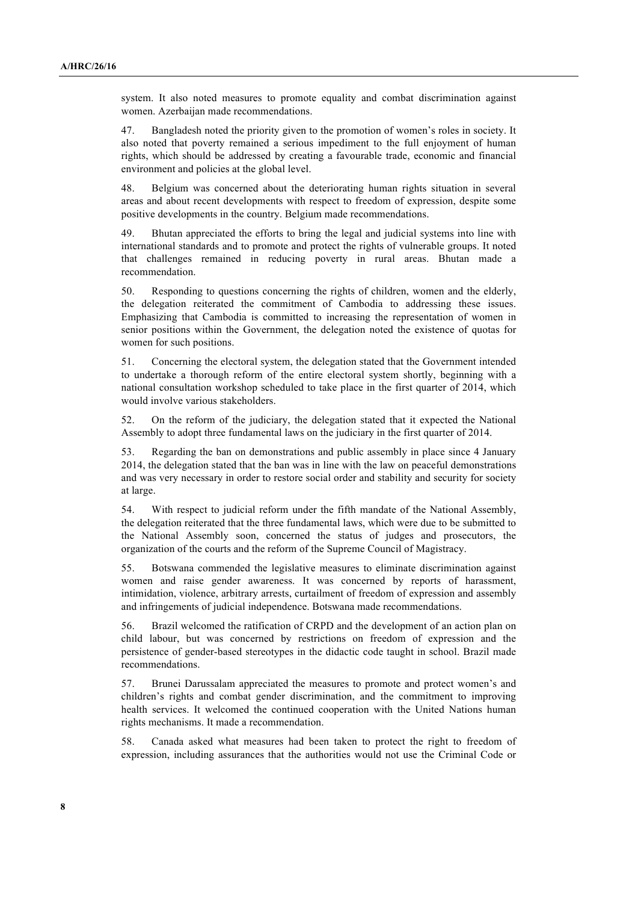system. It also noted measures to promote equality and combat discrimination against women. Azerbaijan made recommendations.

47. Bangladesh noted the priority given to the promotion of women's roles in society. It also noted that poverty remained a serious impediment to the full enjoyment of human rights, which should be addressed by creating a favourable trade, economic and financial environment and policies at the global level.

48. Belgium was concerned about the deteriorating human rights situation in several areas and about recent developments with respect to freedom of expression, despite some positive developments in the country. Belgium made recommendations.

49. Bhutan appreciated the efforts to bring the legal and judicial systems into line with international standards and to promote and protect the rights of vulnerable groups. It noted that challenges remained in reducing poverty in rural areas. Bhutan made a recommendation.

50. Responding to questions concerning the rights of children, women and the elderly, the delegation reiterated the commitment of Cambodia to addressing these issues. Emphasizing that Cambodia is committed to increasing the representation of women in senior positions within the Government, the delegation noted the existence of quotas for women for such positions.

51. Concerning the electoral system, the delegation stated that the Government intended to undertake a thorough reform of the entire electoral system shortly, beginning with a national consultation workshop scheduled to take place in the first quarter of 2014, which would involve various stakeholders.

52. On the reform of the judiciary, the delegation stated that it expected the National Assembly to adopt three fundamental laws on the judiciary in the first quarter of 2014.

53. Regarding the ban on demonstrations and public assembly in place since 4 January 2014, the delegation stated that the ban was in line with the law on peaceful demonstrations and was very necessary in order to restore social order and stability and security for society at large.

54. With respect to judicial reform under the fifth mandate of the National Assembly, the delegation reiterated that the three fundamental laws, which were due to be submitted to the National Assembly soon, concerned the status of judges and prosecutors, the organization of the courts and the reform of the Supreme Council of Magistracy.

55. Botswana commended the legislative measures to eliminate discrimination against women and raise gender awareness. It was concerned by reports of harassment, intimidation, violence, arbitrary arrests, curtailment of freedom of expression and assembly and infringements of judicial independence. Botswana made recommendations.

56. Brazil welcomed the ratification of CRPD and the development of an action plan on child labour, but was concerned by restrictions on freedom of expression and the persistence of gender-based stereotypes in the didactic code taught in school. Brazil made recommendations.

57. Brunei Darussalam appreciated the measures to promote and protect women's and children's rights and combat gender discrimination, and the commitment to improving health services. It welcomed the continued cooperation with the United Nations human rights mechanisms. It made a recommendation.

58. Canada asked what measures had been taken to protect the right to freedom of expression, including assurances that the authorities would not use the Criminal Code or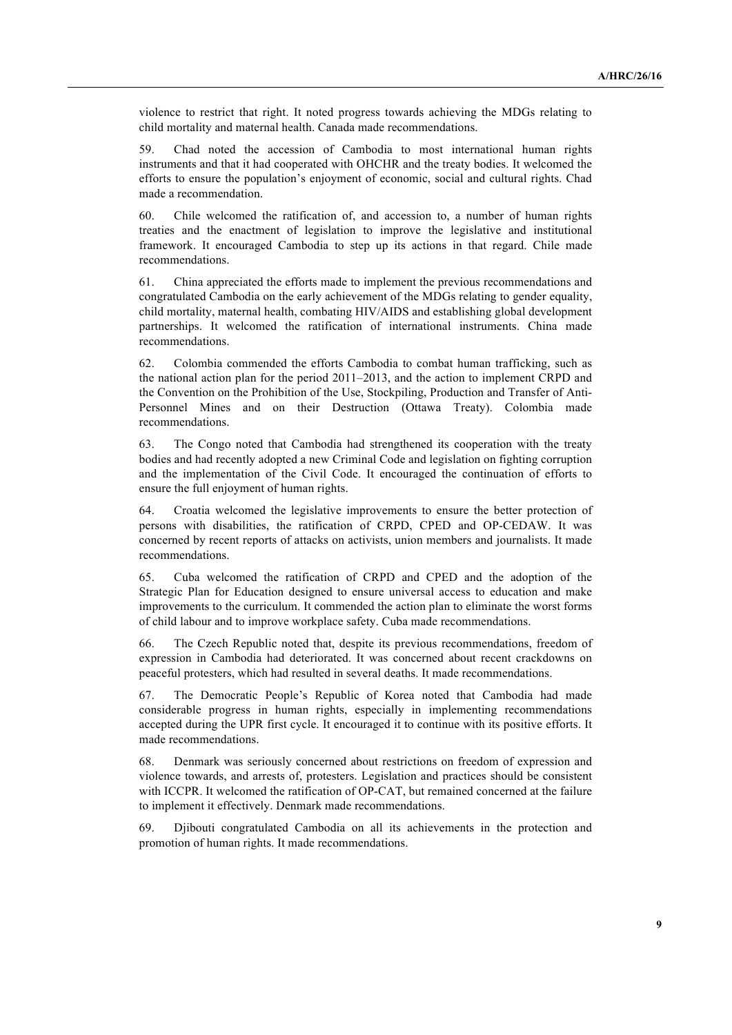violence to restrict that right. It noted progress towards achieving the MDGs relating to child mortality and maternal health. Canada made recommendations.

59. Chad noted the accession of Cambodia to most international human rights instruments and that it had cooperated with OHCHR and the treaty bodies. It welcomed the efforts to ensure the population's enjoyment of economic, social and cultural rights. Chad made a recommendation.

60. Chile welcomed the ratification of, and accession to, a number of human rights treaties and the enactment of legislation to improve the legislative and institutional framework. It encouraged Cambodia to step up its actions in that regard. Chile made recommendations.

61. China appreciated the efforts made to implement the previous recommendations and congratulated Cambodia on the early achievement of the MDGs relating to gender equality, child mortality, maternal health, combating HIV/AIDS and establishing global development partnerships. It welcomed the ratification of international instruments. China made recommendations.

62. Colombia commended the efforts Cambodia to combat human trafficking, such as the national action plan for the period 2011–2013, and the action to implement CRPD and the Convention on the Prohibition of the Use, Stockpiling, Production and Transfer of Anti-Personnel Mines and on their Destruction (Ottawa Treaty). Colombia made recommendations.

63. The Congo noted that Cambodia had strengthened its cooperation with the treaty bodies and had recently adopted a new Criminal Code and legislation on fighting corruption and the implementation of the Civil Code. It encouraged the continuation of efforts to ensure the full enjoyment of human rights.

64. Croatia welcomed the legislative improvements to ensure the better protection of persons with disabilities, the ratification of CRPD, CPED and OP-CEDAW. It was concerned by recent reports of attacks on activists, union members and journalists. It made recommendations.

65. Cuba welcomed the ratification of CRPD and CPED and the adoption of the Strategic Plan for Education designed to ensure universal access to education and make improvements to the curriculum. It commended the action plan to eliminate the worst forms of child labour and to improve workplace safety. Cuba made recommendations.

66. The Czech Republic noted that, despite its previous recommendations, freedom of expression in Cambodia had deteriorated. It was concerned about recent crackdowns on peaceful protesters, which had resulted in several deaths. It made recommendations.

67. The Democratic People's Republic of Korea noted that Cambodia had made considerable progress in human rights, especially in implementing recommendations accepted during the UPR first cycle. It encouraged it to continue with its positive efforts. It made recommendations.

68. Denmark was seriously concerned about restrictions on freedom of expression and violence towards, and arrests of, protesters. Legislation and practices should be consistent with ICCPR. It welcomed the ratification of OP-CAT, but remained concerned at the failure to implement it effectively. Denmark made recommendations.

69. Djibouti congratulated Cambodia on all its achievements in the protection and promotion of human rights. It made recommendations.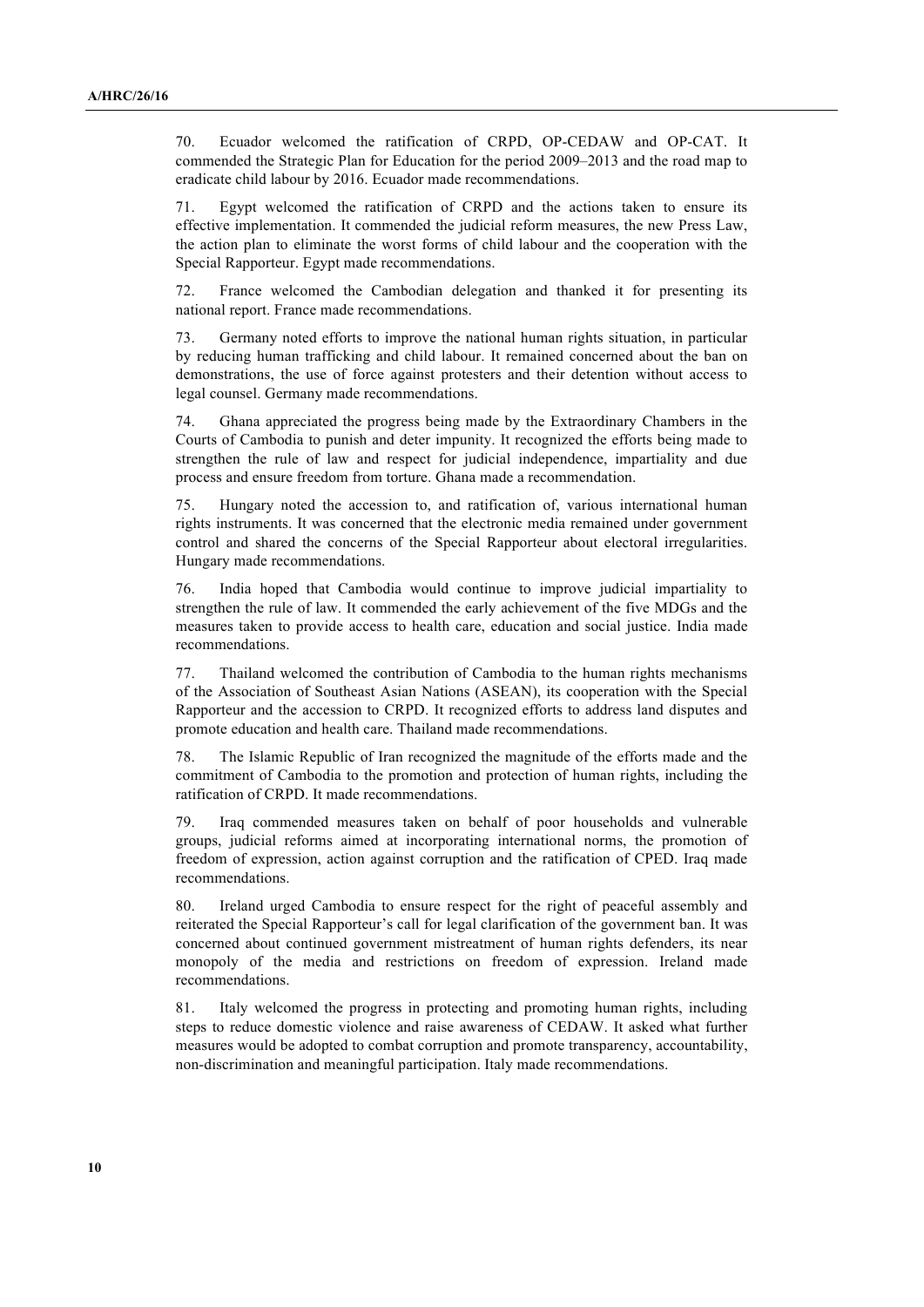70. Ecuador welcomed the ratification of CRPD, OP-CEDAW and OP-CAT. It commended the Strategic Plan for Education for the period 2009–2013 and the road map to eradicate child labour by 2016. Ecuador made recommendations.

71. Egypt welcomed the ratification of CRPD and the actions taken to ensure its effective implementation. It commended the judicial reform measures, the new Press Law, the action plan to eliminate the worst forms of child labour and the cooperation with the Special Rapporteur. Egypt made recommendations.

72. France welcomed the Cambodian delegation and thanked it for presenting its national report. France made recommendations.

73. Germany noted efforts to improve the national human rights situation, in particular by reducing human trafficking and child labour. It remained concerned about the ban on demonstrations, the use of force against protesters and their detention without access to legal counsel. Germany made recommendations.

74. Ghana appreciated the progress being made by the Extraordinary Chambers in the Courts of Cambodia to punish and deter impunity. It recognized the efforts being made to strengthen the rule of law and respect for judicial independence, impartiality and due process and ensure freedom from torture. Ghana made a recommendation.

75. Hungary noted the accession to, and ratification of, various international human rights instruments. It was concerned that the electronic media remained under government control and shared the concerns of the Special Rapporteur about electoral irregularities. Hungary made recommendations.

76. India hoped that Cambodia would continue to improve judicial impartiality to strengthen the rule of law. It commended the early achievement of the five MDGs and the measures taken to provide access to health care, education and social justice. India made recommendations.

77. Thailand welcomed the contribution of Cambodia to the human rights mechanisms of the Association of Southeast Asian Nations (ASEAN), its cooperation with the Special Rapporteur and the accession to CRPD. It recognized efforts to address land disputes and promote education and health care. Thailand made recommendations.

78. The Islamic Republic of Iran recognized the magnitude of the efforts made and the commitment of Cambodia to the promotion and protection of human rights, including the ratification of CRPD. It made recommendations.

79. Iraq commended measures taken on behalf of poor households and vulnerable groups, judicial reforms aimed at incorporating international norms, the promotion of freedom of expression, action against corruption and the ratification of CPED. Iraq made recommendations.

80. Ireland urged Cambodia to ensure respect for the right of peaceful assembly and reiterated the Special Rapporteur's call for legal clarification of the government ban. It was concerned about continued government mistreatment of human rights defenders, its near monopoly of the media and restrictions on freedom of expression. Ireland made recommendations.

81. Italy welcomed the progress in protecting and promoting human rights, including steps to reduce domestic violence and raise awareness of CEDAW. It asked what further measures would be adopted to combat corruption and promote transparency, accountability, non-discrimination and meaningful participation. Italy made recommendations.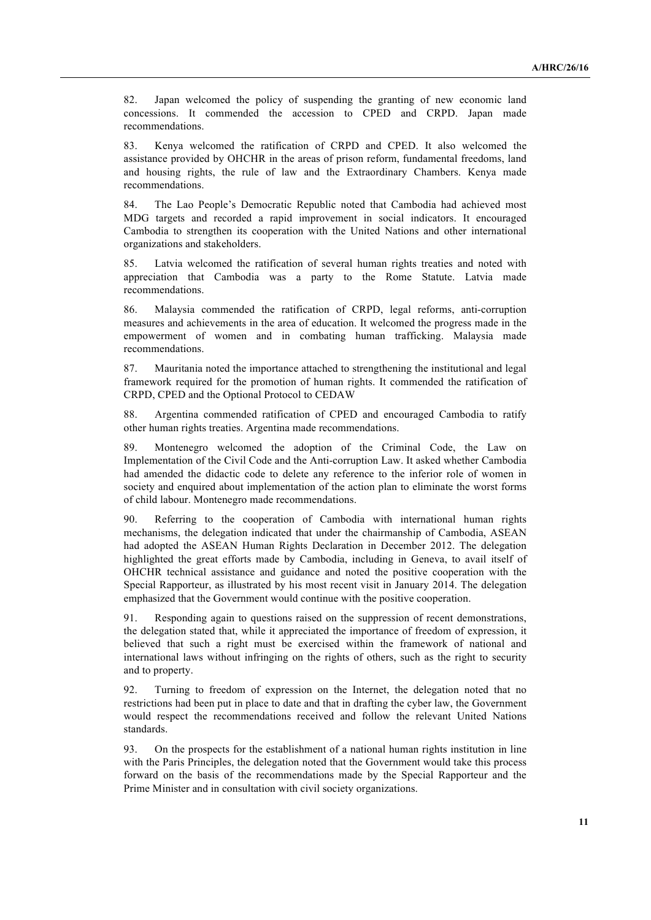82. Japan welcomed the policy of suspending the granting of new economic land concessions. It commended the accession to CPED and CRPD. Japan made recommendations.

83. Kenya welcomed the ratification of CRPD and CPED. It also welcomed the assistance provided by OHCHR in the areas of prison reform, fundamental freedoms, land and housing rights, the rule of law and the Extraordinary Chambers. Kenya made recommendations.

84. The Lao People's Democratic Republic noted that Cambodia had achieved most MDG targets and recorded a rapid improvement in social indicators. It encouraged Cambodia to strengthen its cooperation with the United Nations and other international organizations and stakeholders.

85. Latvia welcomed the ratification of several human rights treaties and noted with appreciation that Cambodia was a party to the Rome Statute. Latvia made recommendations.

86. Malaysia commended the ratification of CRPD, legal reforms, anti-corruption measures and achievements in the area of education. It welcomed the progress made in the empowerment of women and in combating human trafficking. Malaysia made recommendations.

87. Mauritania noted the importance attached to strengthening the institutional and legal framework required for the promotion of human rights. It commended the ratification of CRPD, CPED and the Optional Protocol to CEDAW

88. Argentina commended ratification of CPED and encouraged Cambodia to ratify other human rights treaties. Argentina made recommendations.

89. Montenegro welcomed the adoption of the Criminal Code, the Law on Implementation of the Civil Code and the Anti-corruption Law. It asked whether Cambodia had amended the didactic code to delete any reference to the inferior role of women in society and enquired about implementation of the action plan to eliminate the worst forms of child labour. Montenegro made recommendations.

90. Referring to the cooperation of Cambodia with international human rights mechanisms, the delegation indicated that under the chairmanship of Cambodia, ASEAN had adopted the ASEAN Human Rights Declaration in December 2012. The delegation highlighted the great efforts made by Cambodia, including in Geneva, to avail itself of OHCHR technical assistance and guidance and noted the positive cooperation with the Special Rapporteur, as illustrated by his most recent visit in January 2014. The delegation emphasized that the Government would continue with the positive cooperation.

91. Responding again to questions raised on the suppression of recent demonstrations, the delegation stated that, while it appreciated the importance of freedom of expression, it believed that such a right must be exercised within the framework of national and international laws without infringing on the rights of others, such as the right to security and to property.

92. Turning to freedom of expression on the Internet, the delegation noted that no restrictions had been put in place to date and that in drafting the cyber law, the Government would respect the recommendations received and follow the relevant United Nations standards.

93. On the prospects for the establishment of a national human rights institution in line with the Paris Principles, the delegation noted that the Government would take this process forward on the basis of the recommendations made by the Special Rapporteur and the Prime Minister and in consultation with civil society organizations.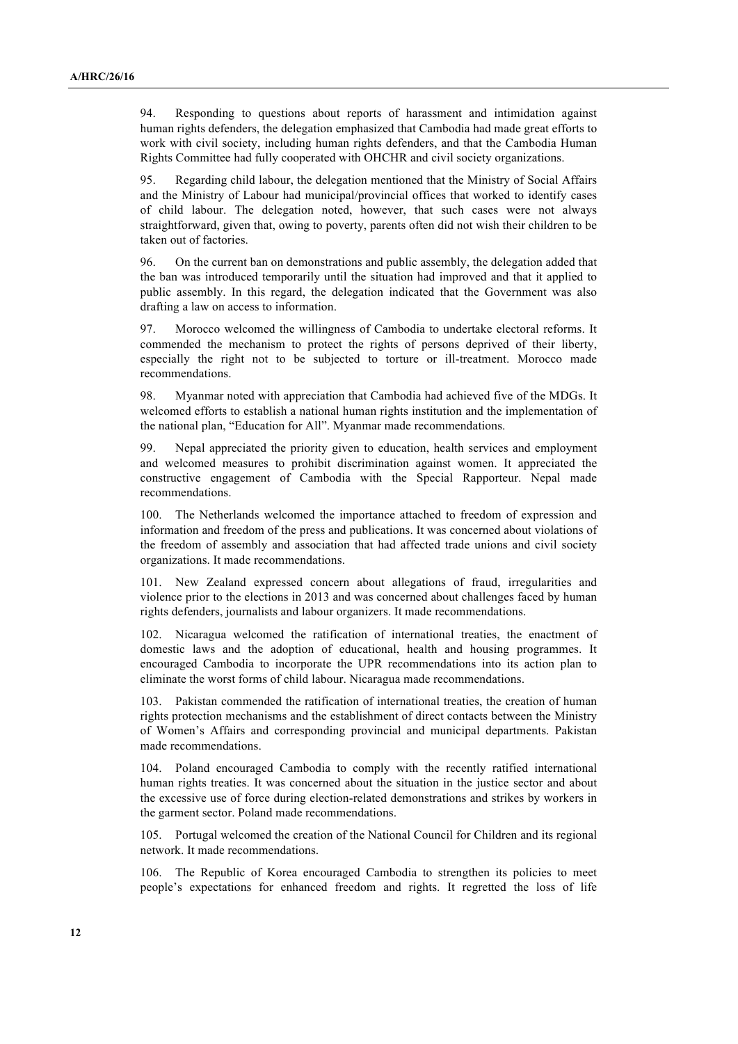94. Responding to questions about reports of harassment and intimidation against human rights defenders, the delegation emphasized that Cambodia had made great efforts to work with civil society, including human rights defenders, and that the Cambodia Human Rights Committee had fully cooperated with OHCHR and civil society organizations.

95. Regarding child labour, the delegation mentioned that the Ministry of Social Affairs and the Ministry of Labour had municipal/provincial offices that worked to identify cases of child labour. The delegation noted, however, that such cases were not always straightforward, given that, owing to poverty, parents often did not wish their children to be taken out of factories.

96. On the current ban on demonstrations and public assembly, the delegation added that the ban was introduced temporarily until the situation had improved and that it applied to public assembly. In this regard, the delegation indicated that the Government was also drafting a law on access to information.

97. Morocco welcomed the willingness of Cambodia to undertake electoral reforms. It commended the mechanism to protect the rights of persons deprived of their liberty, especially the right not to be subjected to torture or ill-treatment. Morocco made recommendations.

98. Myanmar noted with appreciation that Cambodia had achieved five of the MDGs. It welcomed efforts to establish a national human rights institution and the implementation of the national plan, "Education for All". Myanmar made recommendations.

99. Nepal appreciated the priority given to education, health services and employment and welcomed measures to prohibit discrimination against women. It appreciated the constructive engagement of Cambodia with the Special Rapporteur. Nepal made recommendations.

100. The Netherlands welcomed the importance attached to freedom of expression and information and freedom of the press and publications. It was concerned about violations of the freedom of assembly and association that had affected trade unions and civil society organizations. It made recommendations.

101. New Zealand expressed concern about allegations of fraud, irregularities and violence prior to the elections in 2013 and was concerned about challenges faced by human rights defenders, journalists and labour organizers. It made recommendations.

102. Nicaragua welcomed the ratification of international treaties, the enactment of domestic laws and the adoption of educational, health and housing programmes. It encouraged Cambodia to incorporate the UPR recommendations into its action plan to eliminate the worst forms of child labour. Nicaragua made recommendations.

103. Pakistan commended the ratification of international treaties, the creation of human rights protection mechanisms and the establishment of direct contacts between the Ministry of Women's Affairs and corresponding provincial and municipal departments. Pakistan made recommendations.

104. Poland encouraged Cambodia to comply with the recently ratified international human rights treaties. It was concerned about the situation in the justice sector and about the excessive use of force during election-related demonstrations and strikes by workers in the garment sector. Poland made recommendations.

105. Portugal welcomed the creation of the National Council for Children and its regional network. It made recommendations.

106. The Republic of Korea encouraged Cambodia to strengthen its policies to meet people's expectations for enhanced freedom and rights. It regretted the loss of life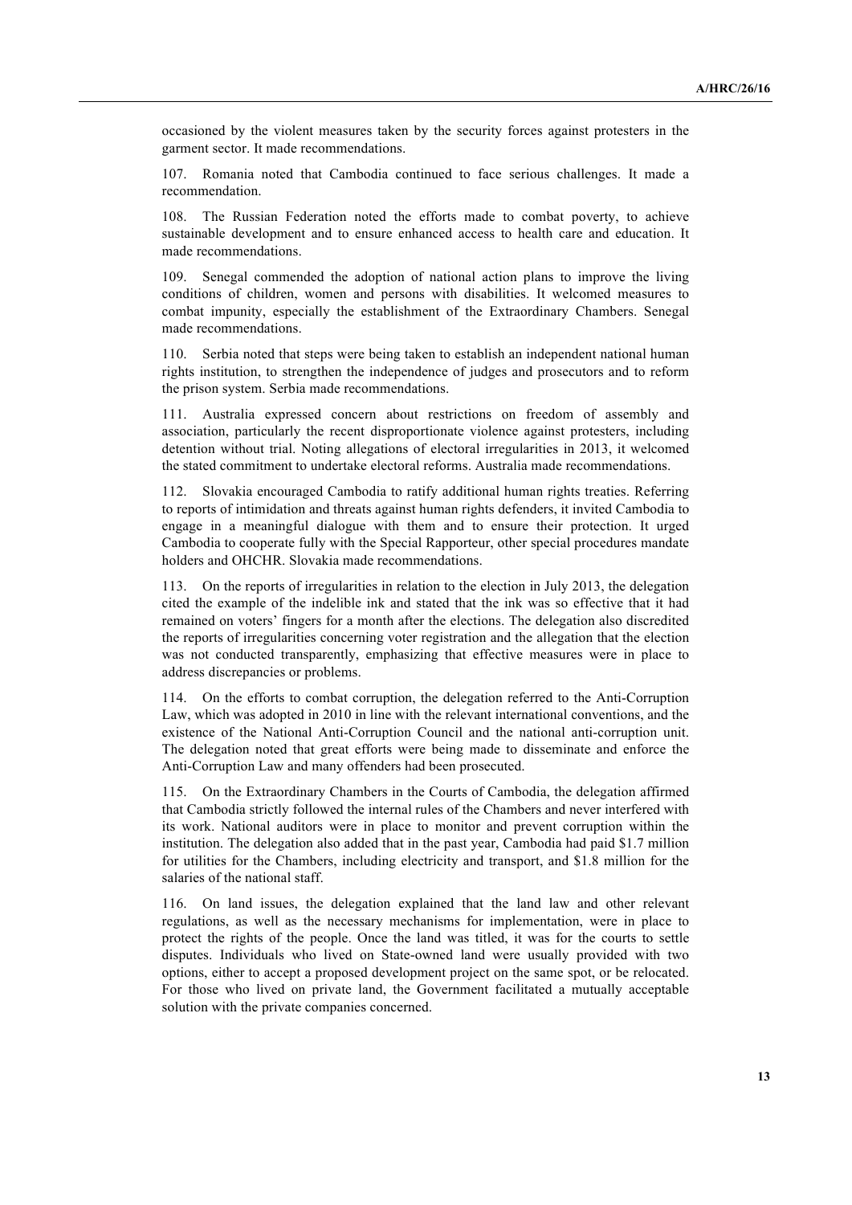occasioned by the violent measures taken by the security forces against protesters in the garment sector. It made recommendations.

107. Romania noted that Cambodia continued to face serious challenges. It made a recommendation.

108. The Russian Federation noted the efforts made to combat poverty, to achieve sustainable development and to ensure enhanced access to health care and education. It made recommendations.

109. Senegal commended the adoption of national action plans to improve the living conditions of children, women and persons with disabilities. It welcomed measures to combat impunity, especially the establishment of the Extraordinary Chambers. Senegal made recommendations.

110. Serbia noted that steps were being taken to establish an independent national human rights institution, to strengthen the independence of judges and prosecutors and to reform the prison system. Serbia made recommendations.

111. Australia expressed concern about restrictions on freedom of assembly and association, particularly the recent disproportionate violence against protesters, including detention without trial. Noting allegations of electoral irregularities in 2013, it welcomed the stated commitment to undertake electoral reforms. Australia made recommendations.

112. Slovakia encouraged Cambodia to ratify additional human rights treaties. Referring to reports of intimidation and threats against human rights defenders, it invited Cambodia to engage in a meaningful dialogue with them and to ensure their protection. It urged Cambodia to cooperate fully with the Special Rapporteur, other special procedures mandate holders and OHCHR. Slovakia made recommendations.

113. On the reports of irregularities in relation to the election in July 2013, the delegation cited the example of the indelible ink and stated that the ink was so effective that it had remained on voters' fingers for a month after the elections. The delegation also discredited the reports of irregularities concerning voter registration and the allegation that the election was not conducted transparently, emphasizing that effective measures were in place to address discrepancies or problems.

114. On the efforts to combat corruption, the delegation referred to the Anti-Corruption Law, which was adopted in 2010 in line with the relevant international conventions, and the existence of the National Anti-Corruption Council and the national anti-corruption unit. The delegation noted that great efforts were being made to disseminate and enforce the Anti-Corruption Law and many offenders had been prosecuted.

115. On the Extraordinary Chambers in the Courts of Cambodia, the delegation affirmed that Cambodia strictly followed the internal rules of the Chambers and never interfered with its work. National auditors were in place to monitor and prevent corruption within the institution. The delegation also added that in the past year, Cambodia had paid $1.7 million for utilities for the Chambers, including electricity and transport, and $1.8 million for the salaries of the national staff.

116. On land issues, the delegation explained that the land law and other relevant regulations, as well as the necessary mechanisms for implementation, were in place to protect the rights of the people. Once the land was titled, it was for the courts to settle disputes. Individuals who lived on State-owned land were usually provided with two options, either to accept a proposed development project on the same spot, or be relocated. For those who lived on private land, the Government facilitated a mutually acceptable solution with the private companies concerned.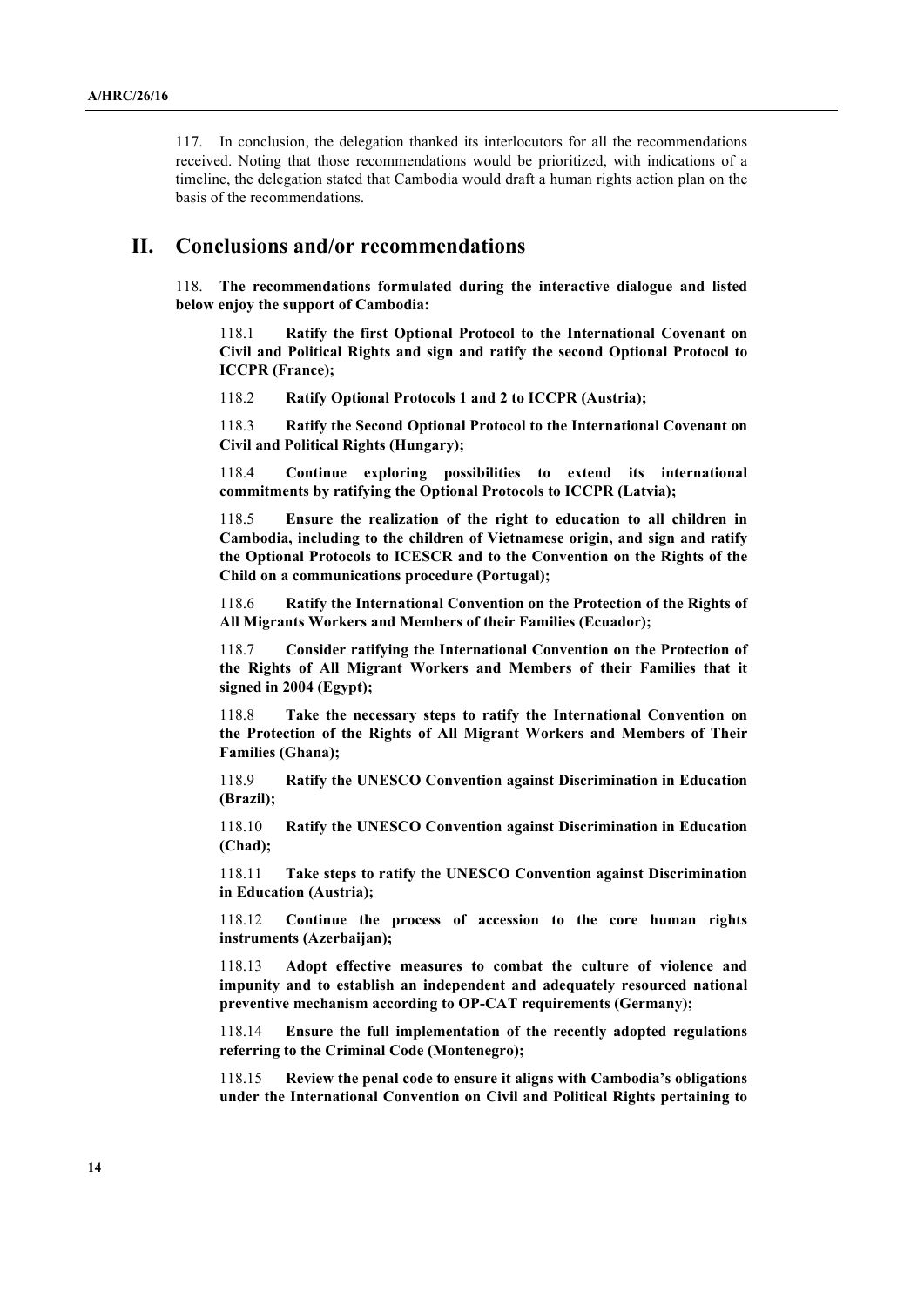117. In conclusion, the delegation thanked its interlocutors for all the recommendations received. Noting that those recommendations would be prioritized, with indications of a timeline, the delegation stated that Cambodia would draft a human rights action plan on the basis of the recommendations.

## II. Conclusions and/or recommendations

118. **The recommendations formulated during the interactive dialogue and listed below enjoy the support of Cambodia:**

118.1 **Ratify the first Optional Protocol to the International Covenant on Civil and Political Rights and sign and ratify the second Optional Protocol to ICCPR (France);**

118.2 **Ratify Optional Protocols 1 and 2 to ICCPR (Austria);**

118.3 **Ratify the Second Optional Protocol to the International Covenant on Civil and Political Rights (Hungary);**

118.4 **Continue exploring possibilities to extend its international commitments by ratifying the Optional Protocols to ICCPR (Latvia);**

118.5 **Ensure the realization of the right to education to all children in Cambodia, including to the children of Vietnamese origin, and sign and ratify the Optional Protocols to ICESCR and to the Convention on the Rights of the Child on a communications procedure (Portugal);**

118.6 **Ratify the International Convention on the Protection of the Rights of All Migrants Workers and Members of their Families (Ecuador);**

118.7 **Consider ratifying the International Convention on the Protection of the Rights of All Migrant Workers and Members of their Families that it signed in 2004 (Egypt);**

118.8 **Take the necessary steps to ratify the International Convention on the Protection of the Rights of All Migrant Workers and Members of Their Families (Ghana);**

118.9 **Ratify the UNESCO Convention against Discrimination in Education (Brazil);**

118.10 **Ratify the UNESCO Convention against Discrimination in Education (Chad);**

118.11 **Take steps to ratify the UNESCO Convention against Discrimination in Education (Austria);**

118.12 **Continue the process of accession to the core human rights instruments (Azerbaijan);**

118.13 **Adopt effective measures to combat the culture of violence and impunity and to establish an independent and adequately resourced national preventive mechanism according to OP-CAT requirements (Germany);**

118.14 **Ensure the full implementation of the recently adopted regulations referring to the Criminal Code (Montenegro);**

118.15 **Review the penal code to ensure it aligns with Cambodia's obligations under the International Convention on Civil and Political Rights pertaining to**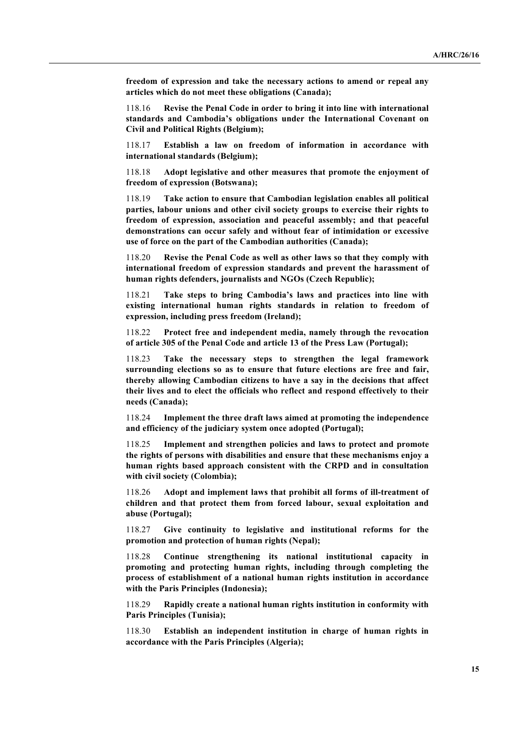**freedom of expression and take the necessary actions to amend or repeal any articles which do not meet these obligations (Canada);**

118.16 **Revise the Penal Code in order to bring it into line with international standards and Cambodia's obligations under the International Covenant on Civil and Political Rights (Belgium);**

118.17 **Establish a law on freedom of information in accordance with international standards (Belgium);**

118.18 **Adopt legislative and other measures that promote the enjoyment of freedom of expression (Botswana);**

118.19 **Take action to ensure that Cambodian legislation enables all political parties, labour unions and other civil society groups to exercise their rights to freedom of expression, association and peaceful assembly; and that peaceful demonstrations can occur safely and without fear of intimidation or excessive use of force on the part of the Cambodian authorities (Canada);**

118.20 **Revise the Penal Code as well as other laws so that they comply with international freedom of expression standards and prevent the harassment of human rights defenders, journalists and NGOs (Czech Republic);**

118.21 **Take steps to bring Cambodia's laws and practices into line with existing international human rights standards in relation to freedom of expression, including press freedom (Ireland);**

118.22 **Protect free and independent media, namely through the revocation of article 305 of the Penal Code and article 13 of the Press Law (Portugal);**

118.23 **Take the necessary steps to strengthen the legal framework surrounding elections so as to ensure that future elections are free and fair, thereby allowing Cambodian citizens to have a say in the decisions that affect their lives and to elect the officials who reflect and respond effectively to their needs (Canada);**

118.24 **Implement the three draft laws aimed at promoting the independence and efficiency of the judiciary system once adopted (Portugal);**

118.25 **Implement and strengthen policies and laws to protect and promote the rights of persons with disabilities and ensure that these mechanisms enjoy a human rights based approach consistent with the CRPD and in consultation with civil society (Colombia);**

118.26 **Adopt and implement laws that prohibit all forms of ill-treatment of children and that protect them from forced labour, sexual exploitation and abuse (Portugal);**

118.27 **Give continuity to legislative and institutional reforms for the promotion and protection of human rights (Nepal);**

118.28 **Continue strengthening its national institutional capacity in promoting and protecting human rights, including through completing the process of establishment of a national human rights institution in accordance with the Paris Principles (Indonesia);**

118.29 **Rapidly create a national human rights institution in conformity with Paris Principles (Tunisia);**

118.30 **Establish an independent institution in charge of human rights in accordance with the Paris Principles (Algeria);**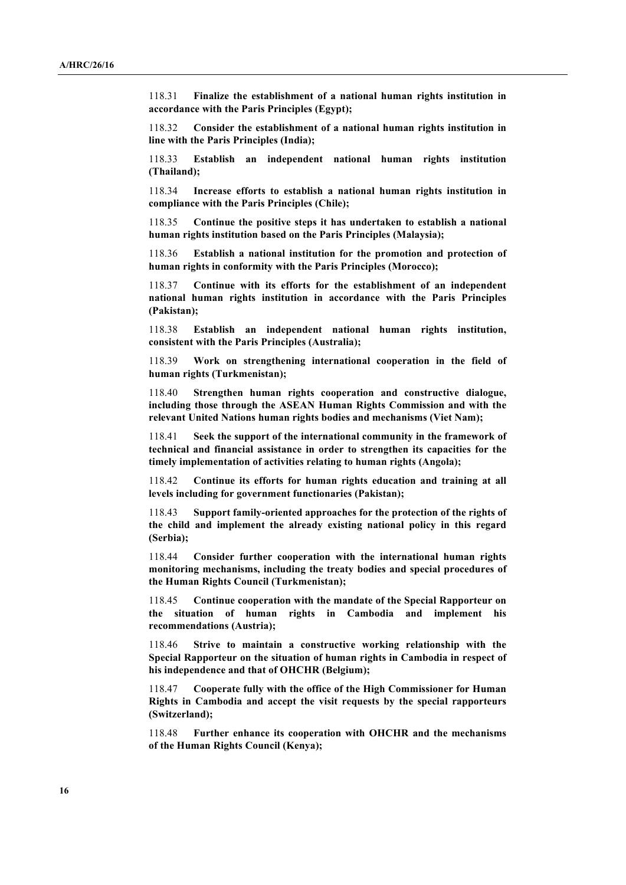118.31 **Finalize the establishment of a national human rights institution in accordance with the Paris Principles (Egypt);**

118.32 **Consider the establishment of a national human rights institution in line with the Paris Principles (India);**

118.33 **Establish an independent national human rights institution (Thailand);**

118.34 **Increase efforts to establish a national human rights institution in compliance with the Paris Principles (Chile);**

118.35 **Continue the positive steps it has undertaken to establish a national human rights institution based on the Paris Principles (Malaysia);**

118.36 **Establish a national institution for the promotion and protection of human rights in conformity with the Paris Principles (Morocco);**

118.37 **Continue with its efforts for the establishment of an independent national human rights institution in accordance with the Paris Principles (Pakistan);**

118.38 **Establish an independent national human rights institution, consistent with the Paris Principles (Australia);**

118.39 **Work on strengthening international cooperation in the field of human rights (Turkmenistan);**

118.40 **Strengthen human rights cooperation and constructive dialogue, including those through the ASEAN Human Rights Commission and with the relevant United Nations human rights bodies and mechanisms (Viet Nam);**

118.41 **Seek the support of the international community in the framework of technical and financial assistance in order to strengthen its capacities for the timely implementation of activities relating to human rights (Angola);**

118.42 **Continue its efforts for human rights education and training at all levels including for government functionaries (Pakistan);**

118.43 **Support family-oriented approaches for the protection of the rights of the child and implement the already existing national policy in this regard (Serbia);**

118.44 **Consider further cooperation with the international human rights monitoring mechanisms, including the treaty bodies and special procedures of the Human Rights Council (Turkmenistan);**

118.45 **Continue cooperation with the mandate of the Special Rapporteur on the situation of human rights in Cambodia and implement his recommendations (Austria);**

118.46 **Strive to maintain a constructive working relationship with the Special Rapporteur on the situation of human rights in Cambodia in respect of his independence and that of OHCHR (Belgium);**

118.47 **Cooperate fully with the office of the High Commissioner for Human Rights in Cambodia and accept the visit requests by the special rapporteurs (Switzerland);**

118.48 **Further enhance its cooperation with OHCHR and the mechanisms of the Human Rights Council (Kenya);**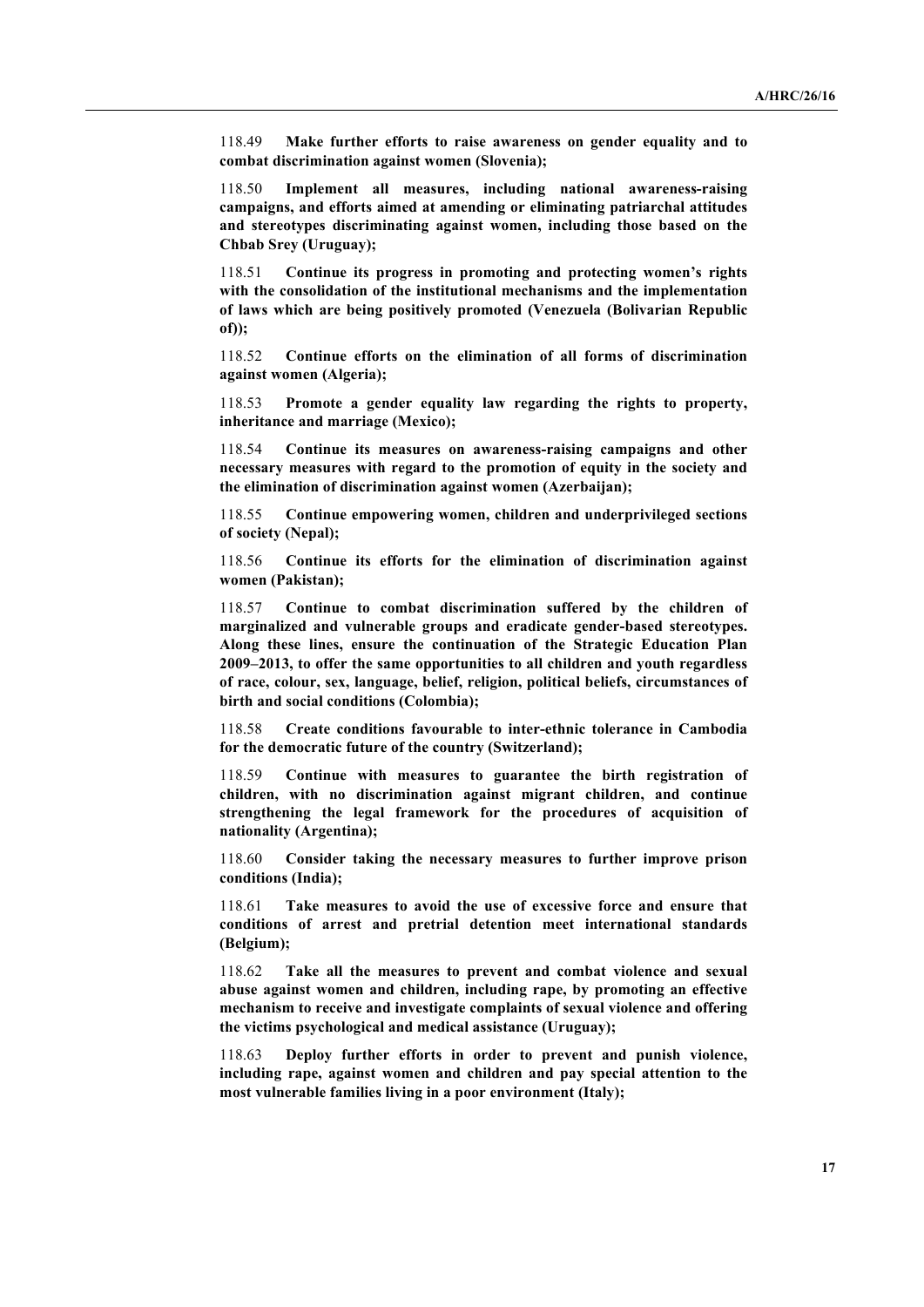118.49 **Make further efforts to raise awareness on gender equality and to combat discrimination against women (Slovenia);**

118.50 **Implement all measures, including national awareness-raising campaigns, and efforts aimed at amending or eliminating patriarchal attitudes and stereotypes discriminating against women, including those based on the Chbab Srey (Uruguay);**

118.51 **Continue its progress in promoting and protecting women's rights with the consolidation of the institutional mechanisms and the implementation of laws which are being positively promoted (Venezuela (Bolivarian Republic of));**

118.52 **Continue efforts on the elimination of all forms of discrimination against women (Algeria);**

118.53 **Promote a gender equality law regarding the rights to property, inheritance and marriage (Mexico);**

118.54 **Continue its measures on awareness-raising campaigns and other necessary measures with regard to the promotion of equity in the society and the elimination of discrimination against women (Azerbaijan);**

118.55 **Continue empowering women, children and underprivileged sections of society (Nepal);**

118.56 **Continue its efforts for the elimination of discrimination against women (Pakistan);**

118.57 **Continue to combat discrimination suffered by the children of marginalized and vulnerable groups and eradicate gender-based stereotypes. Along these lines, ensure the continuation of the Strategic Education Plan 2009–2013, to offer the same opportunities to all children and youth regardless of race, colour, sex, language, belief, religion, political beliefs, circumstances of birth and social conditions (Colombia);**

118.58 **Create conditions favourable to inter-ethnic tolerance in Cambodia for the democratic future of the country (Switzerland);**

118.59 **Continue with measures to guarantee the birth registration of children, with no discrimination against migrant children, and continue strengthening the legal framework for the procedures of acquisition of nationality (Argentina);**

118.60 **Consider taking the necessary measures to further improve prison conditions (India);**

118.61 **Take measures to avoid the use of excessive force and ensure that conditions of arrest and pretrial detention meet international standards (Belgium);**

118.62 **Take all the measures to prevent and combat violence and sexual abuse against women and children, including rape, by promoting an effective mechanism to receive and investigate complaints of sexual violence and offering the victims psychological and medical assistance (Uruguay);**

118.63 **Deploy further efforts in order to prevent and punish violence, including rape, against women and children and pay special attention to the most vulnerable families living in a poor environment (Italy);**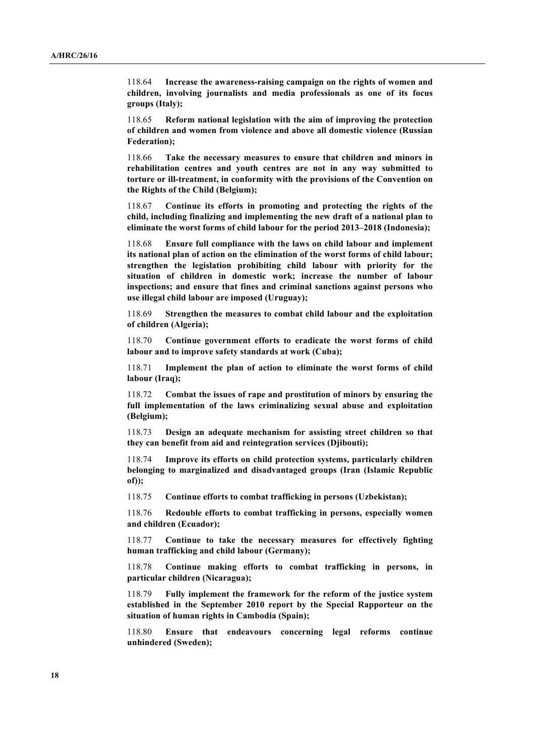118.64 **Increase the awareness-raising campaign on the rights of women and children, involving journalists and media professionals as one of its focus groups (Italy);**

118.65 **Reform national legislation with the aim of improving the protection of children and women from violence and above all domestic violence (Russian Federation);**

118.66 **Take the necessary measures to ensure that children and minors in rehabilitation centres and youth centres are not in any way submitted to torture or ill-treatment, in conformity with the provisions of the Convention on the Rights of the Child (Belgium);**

118.67 **Continue its efforts in promoting and protecting the rights of the child, including finalizing and implementing the new draft of a national plan to eliminate the worst forms of child labour for the period 2013–2018 (Indonesia);**

118.68 **Ensure full compliance with the laws on child labour and implement its national plan of action on the elimination of the worst forms of child labour; strengthen the legislation prohibiting child labour with priority for the situation of children in domestic work; increase the number of labour inspections; and ensure that fines and criminal sanctions against persons who use illegal child labour are imposed (Uruguay);**

118.69 **Strengthen the measures to combat child labour and the exploitation of children (Algeria);**

118.70 **Continue government efforts to eradicate the worst forms of child labour and to improve safety standards at work (Cuba);**

118.71 **Implement the plan of action to eliminate the worst forms of child labour (Iraq);**

118.72 **Combat the issues of rape and prostitution of minors by ensuring the full implementation of the laws criminalizing sexual abuse and exploitation (Belgium);**

118.73 **Design an adequate mechanism for assisting street children so that they can benefit from aid and reintegration services (Djibouti);**

118.74 **Improve its efforts on child protection systems, particularly children belonging to marginalized and disadvantaged groups (Iran (Islamic Republic of));**

118.75 **Continue efforts to combat trafficking in persons (Uzbekistan);**

118.76 **Redouble efforts to combat trafficking in persons, especially women and children (Ecuador);**

118.77 **Continue to take the necessary measures for effectively fighting human trafficking and child labour (Germany);**

118.78 **Continue making efforts to combat trafficking in persons, in particular children (Nicaragua);**

118.79 **Fully implement the framework for the reform of the justice system established in the September 2010 report by the Special Rapporteur on the situation of human rights in Cambodia (Spain);**

118.80 **Ensure that endeavours concerning legal reforms continue unhindered (Sweden);**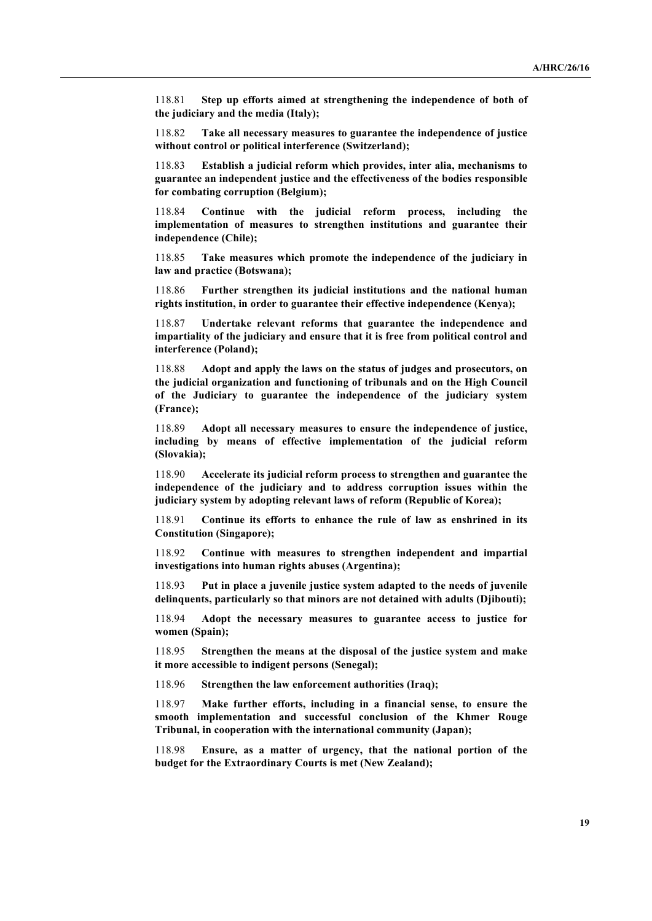118.81 **Step up efforts aimed at strengthening the independence of both of the judiciary and the media (Italy);**

118.82 **Take all necessary measures to guarantee the independence of justice without control or political interference (Switzerland);**

118.83 **Establish a judicial reform which provides, inter alia, mechanisms to guarantee an independent justice and the effectiveness of the bodies responsible for combating corruption (Belgium);**

118.84 **Continue with the judicial reform process, including the implementation of measures to strengthen institutions and guarantee their independence (Chile);**

118.85 **Take measures which promote the independence of the judiciary in law and practice (Botswana);**

118.86 **Further strengthen its judicial institutions and the national human rights institution, in order to guarantee their effective independence (Kenya);**

118.87 **Undertake relevant reforms that guarantee the independence and impartiality of the judiciary and ensure that it is free from political control and interference (Poland);**

118.88 **Adopt and apply the laws on the status of judges and prosecutors, on the judicial organization and functioning of tribunals and on the High Council of the Judiciary to guarantee the independence of the judiciary system (France);**

118.89 **Adopt all necessary measures to ensure the independence of justice, including by means of effective implementation of the judicial reform (Slovakia);**

118.90 **Accelerate its judicial reform process to strengthen and guarantee the independence of the judiciary and to address corruption issues within the judiciary system by adopting relevant laws of reform (Republic of Korea);**

118.91 **Continue its efforts to enhance the rule of law as enshrined in its Constitution (Singapore);**

118.92 **Continue with measures to strengthen independent and impartial investigations into human rights abuses (Argentina);**

118.93 **Put in place a juvenile justice system adapted to the needs of juvenile delinquents, particularly so that minors are not detained with adults (Djibouti);**

118.94 **Adopt the necessary measures to guarantee access to justice for women (Spain);**

118.95 **Strengthen the means at the disposal of the justice system and make it more accessible to indigent persons (Senegal);**

118.96 **Strengthen the law enforcement authorities (Iraq);**

118.97 **Make further efforts, including in a financial sense, to ensure the smooth implementation and successful conclusion of the Khmer Rouge Tribunal, in cooperation with the international community (Japan);**

118.98 **Ensure, as a matter of urgency, that the national portion of the budget for the Extraordinary Courts is met (New Zealand);**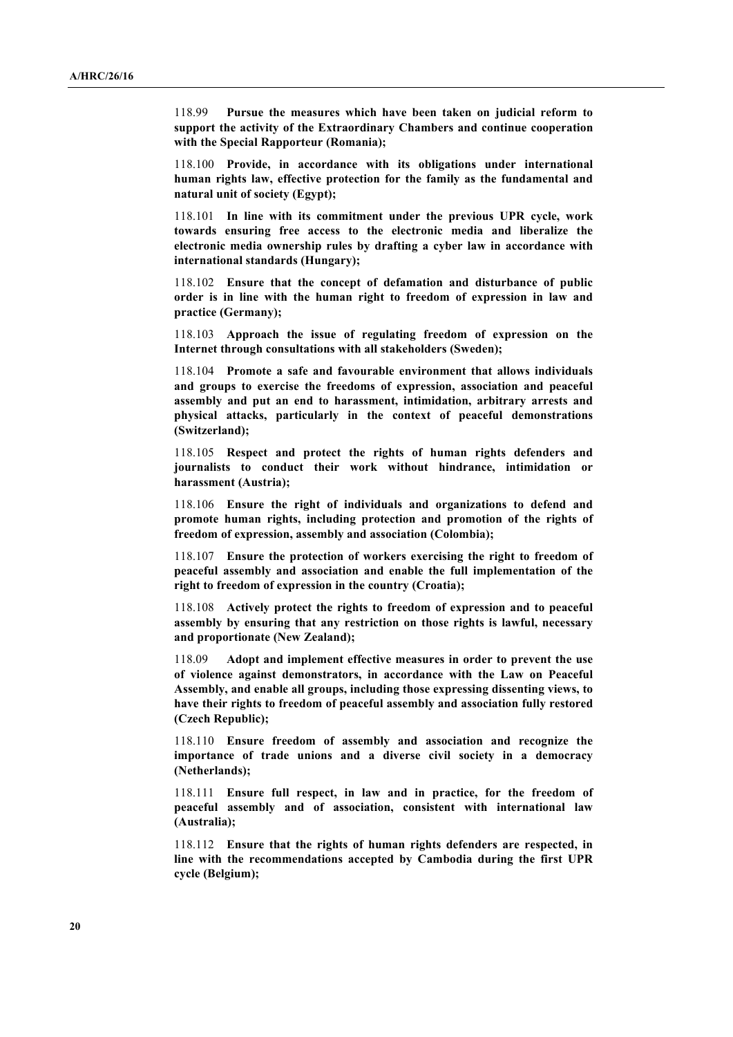118.99 **Pursue the measures which have been taken on judicial reform to support the activity of the Extraordinary Chambers and continue cooperation with the Special Rapporteur (Romania);**

118.100 **Provide, in accordance with its obligations under international human rights law, effective protection for the family as the fundamental and natural unit of society (Egypt);**

118.101 **In line with its commitment under the previous UPR cycle, work towards ensuring free access to the electronic media and liberalize the electronic media ownership rules by drafting a cyber law in accordance with international standards (Hungary);**

118.102 **Ensure that the concept of defamation and disturbance of public order is in line with the human right to freedom of expression in law and practice (Germany);**

118.103 **Approach the issue of regulating freedom of expression on the Internet through consultations with all stakeholders (Sweden);**

118.104 **Promote a safe and favourable environment that allows individuals and groups to exercise the freedoms of expression, association and peaceful assembly and put an end to harassment, intimidation, arbitrary arrests and physical attacks, particularly in the context of peaceful demonstrations (Switzerland);**

118.105 **Respect and protect the rights of human rights defenders and journalists to conduct their work without hindrance, intimidation or harassment (Austria);**

118.106 **Ensure the right of individuals and organizations to defend and promote human rights, including protection and promotion of the rights of freedom of expression, assembly and association (Colombia);**

118.107 **Ensure the protection of workers exercising the right to freedom of peaceful assembly and association and enable the full implementation of the right to freedom of expression in the country (Croatia);**

118.108 **Actively protect the rights to freedom of expression and to peaceful assembly by ensuring that any restriction on those rights is lawful, necessary and proportionate (New Zealand);**

118.09 **Adopt and implement effective measures in order to prevent the use of violence against demonstrators, in accordance with the Law on Peaceful Assembly, and enable all groups, including those expressing dissenting views, to have their rights to freedom of peaceful assembly and association fully restored (Czech Republic);**

118.110 **Ensure freedom of assembly and association and recognize the importance of trade unions and a diverse civil society in a democracy (Netherlands);**

118.111 **Ensure full respect, in law and in practice, for the freedom of peaceful assembly and of association, consistent with international law (Australia);**

118.112 **Ensure that the rights of human rights defenders are respected, in line with the recommendations accepted by Cambodia during the first UPR cycle (Belgium);**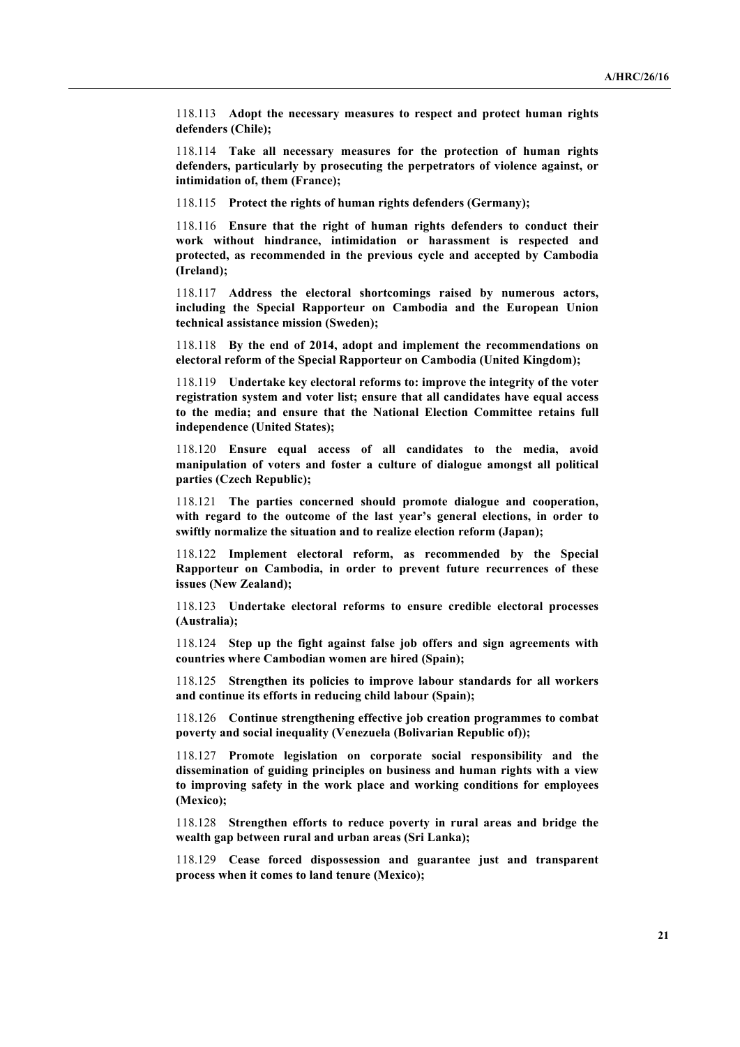118.113 **Adopt the necessary measures to respect and protect human rights defenders (Chile);**

118.114 **Take all necessary measures for the protection of human rights defenders, particularly by prosecuting the perpetrators of violence against, or intimidation of, them (France);**

118.115 **Protect the rights of human rights defenders (Germany);**

118.116 **Ensure that the right of human rights defenders to conduct their work without hindrance, intimidation or harassment is respected and protected, as recommended in the previous cycle and accepted by Cambodia (Ireland);**

118.117 **Address the electoral shortcomings raised by numerous actors, including the Special Rapporteur on Cambodia and the European Union technical assistance mission (Sweden);**

118.118 **By the end of 2014, adopt and implement the recommendations on electoral reform of the Special Rapporteur on Cambodia (United Kingdom);**

118.119 **Undertake key electoral reforms to: improve the integrity of the voter registration system and voter list; ensure that all candidates have equal access to the media; and ensure that the National Election Committee retains full independence (United States);**

118.120 **Ensure equal access of all candidates to the media, avoid manipulation of voters and foster a culture of dialogue amongst all political parties (Czech Republic);**

118.121 **The parties concerned should promote dialogue and cooperation, with regard to the outcome of the last year's general elections, in order to swiftly normalize the situation and to realize election reform (Japan);**

118.122 **Implement electoral reform, as recommended by the Special Rapporteur on Cambodia, in order to prevent future recurrences of these issues (New Zealand);**

118.123 **Undertake electoral reforms to ensure credible electoral processes (Australia);**

118.124 **Step up the fight against false job offers and sign agreements with countries where Cambodian women are hired (Spain);**

118.125 **Strengthen its policies to improve labour standards for all workers and continue its efforts in reducing child labour (Spain);**

118.126 **Continue strengthening effective job creation programmes to combat poverty and social inequality (Venezuela (Bolivarian Republic of));**

118.127 **Promote legislation on corporate social responsibility and the dissemination of guiding principles on business and human rights with a view to improving safety in the work place and working conditions for employees (Mexico);**

118.128 **Strengthen efforts to reduce poverty in rural areas and bridge the wealth gap between rural and urban areas (Sri Lanka);**

118.129 **Cease forced dispossession and guarantee just and transparent process when it comes to land tenure (Mexico);**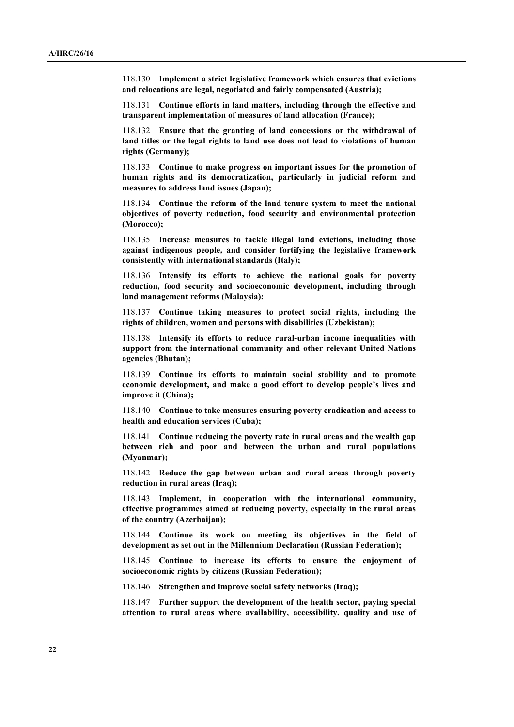118.130 **Implement a strict legislative framework which ensures that evictions and relocations are legal, negotiated and fairly compensated (Austria);**

118.131 **Continue efforts in land matters, including through the effective and transparent implementation of measures of land allocation (France);**

118.132 **Ensure that the granting of land concessions or the withdrawal of land titles or the legal rights to land use does not lead to violations of human rights (Germany);**

118.133 **Continue to make progress on important issues for the promotion of human rights and its democratization, particularly in judicial reform and measures to address land issues (Japan);**

118.134 **Continue the reform of the land tenure system to meet the national objectives of poverty reduction, food security and environmental protection (Morocco);**

118.135 **Increase measures to tackle illegal land evictions, including those against indigenous people, and consider fortifying the legislative framework consistently with international standards (Italy);**

118.136 **Intensify its efforts to achieve the national goals for poverty reduction, food security and socioeconomic development, including through land management reforms (Malaysia);**

118.137 **Continue taking measures to protect social rights, including the rights of children, women and persons with disabilities (Uzbekistan);**

118.138 **Intensify its efforts to reduce rural-urban income inequalities with support from the international community and other relevant United Nations agencies (Bhutan);**

118.139 **Continue its efforts to maintain social stability and to promote economic development, and make a good effort to develop people's lives and improve it (China);**

118.140 **Continue to take measures ensuring poverty eradication and access to health and education services (Cuba);**

118.141 **Continue reducing the poverty rate in rural areas and the wealth gap between rich and poor and between the urban and rural populations (Myanmar);**

118.142 **Reduce the gap between urban and rural areas through poverty reduction in rural areas (Iraq);**

118.143 **Implement, in cooperation with the international community, effective programmes aimed at reducing poverty, especially in the rural areas of the country (Azerbaijan);**

118.144 **Continue its work on meeting its objectives in the field of development as set out in the Millennium Declaration (Russian Federation);**

118.145 **Continue to increase its efforts to ensure the enjoyment of socioeconomic rights by citizens (Russian Federation);**

118.146 **Strengthen and improve social safety networks (Iraq);**

118.147 **Further support the development of the health sector, paying special attention to rural areas where availability, accessibility, quality and use of**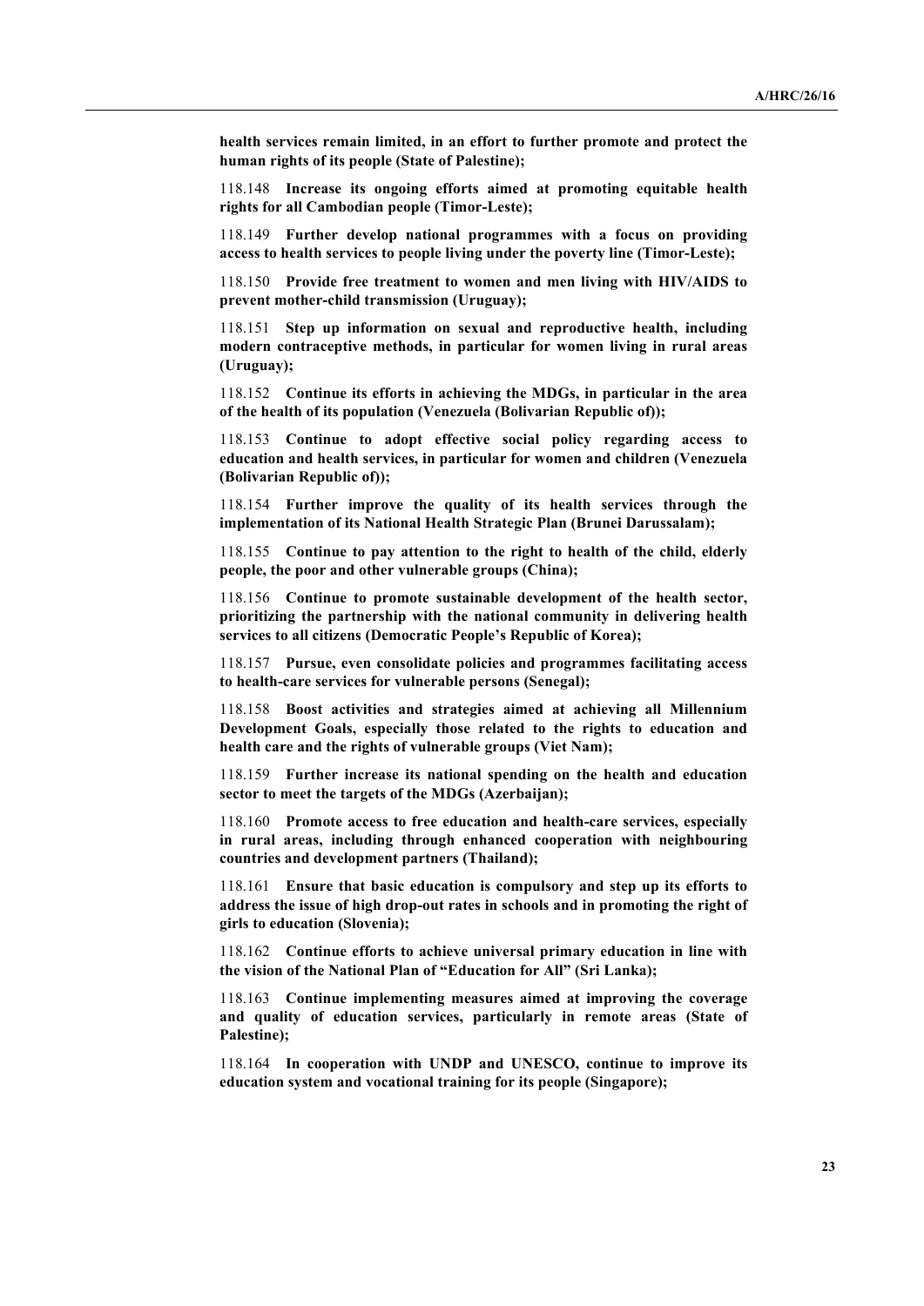**health services remain limited, in an effort to further promote and protect the human rights of its people (State of Palestine);**

118.148 **Increase its ongoing efforts aimed at promoting equitable health rights for all Cambodian people (Timor-Leste);**

118.149 **Further develop national programmes with a focus on providing access to health services to people living under the poverty line (Timor-Leste);**

118.150 **Provide free treatment to women and men living with HIV/AIDS to prevent mother-child transmission (Uruguay);**

118.151 **Step up information on sexual and reproductive health, including modern contraceptive methods, in particular for women living in rural areas (Uruguay);**

118.152 **Continue its efforts in achieving the MDGs, in particular in the area of the health of its population (Venezuela (Bolivarian Republic of));**

118.153 **Continue to adopt effective social policy regarding access to education and health services, in particular for women and children (Venezuela (Bolivarian Republic of));**

118.154 **Further improve the quality of its health services through the implementation of its National Health Strategic Plan (Brunei Darussalam);**

118.155 **Continue to pay attention to the right to health of the child, elderly people, the poor and other vulnerable groups (China);**

118.156 **Continue to promote sustainable development of the health sector, prioritizing the partnership with the national community in delivering health services to all citizens (Democratic People's Republic of Korea);**

118.157 **Pursue, even consolidate policies and programmes facilitating access to health-care services for vulnerable persons (Senegal);**

118.158 **Boost activities and strategies aimed at achieving all Millennium Development Goals, especially those related to the rights to education and health care and the rights of vulnerable groups (Viet Nam);**

118.159 **Further increase its national spending on the health and education sector to meet the targets of the MDGs (Azerbaijan);**

118.160 **Promote access to free education and health-care services, especially in rural areas, including through enhanced cooperation with neighbouring countries and development partners (Thailand);**

118.161 **Ensure that basic education is compulsory and step up its efforts to address the issue of high drop-out rates in schools and in promoting the right of girls to education (Slovenia);**

118.162 **Continue efforts to achieve universal primary education in line with the vision of the National Plan of "Education for All" (Sri Lanka);**

118.163 **Continue implementing measures aimed at improving the coverage and quality of education services, particularly in remote areas (State of Palestine);**

118.164 **In cooperation with UNDP and UNESCO, continue to improve its education system and vocational training for its people (Singapore);**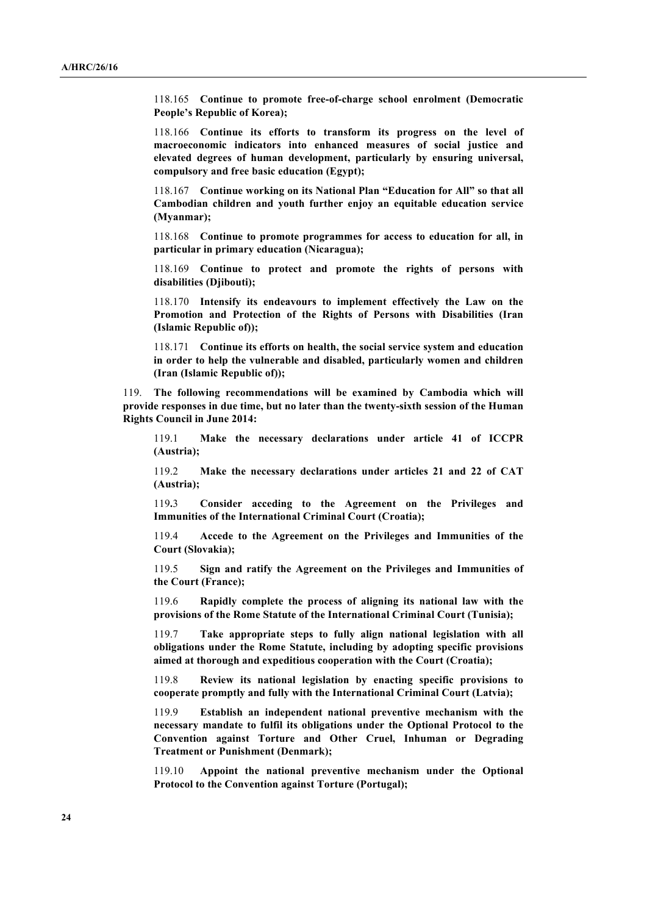118.165 **Continue to promote free-of-charge school enrolment (Democratic People's Republic of Korea);**

118.166 **Continue its efforts to transform its progress on the level of macroeconomic indicators into enhanced measures of social justice and elevated degrees of human development, particularly by ensuring universal, compulsory and free basic education (Egypt);**

118.167 **Continue working on its National Plan "Education for All" so that all Cambodian children and youth further enjoy an equitable education service (Myanmar);**

118.168 **Continue to promote programmes for access to education for all, in particular in primary education (Nicaragua);**

118.169 **Continue to protect and promote the rights of persons with disabilities (Djibouti);**

118.170 **Intensify its endeavours to implement effectively the Law on the Promotion and Protection of the Rights of Persons with Disabilities (Iran (Islamic Republic of));**

118.171 **Continue its efforts on health, the social service system and education in order to help the vulnerable and disabled, particularly women and children (Iran (Islamic Republic of));**

119. **The following recommendations will be examined by Cambodia which will provide responses in due time, but no later than the twenty-sixth session of the Human Rights Council in June 2014:**

119.1 **Make the necessary declarations under article 41 of ICCPR (Austria);**

119.2 **Make the necessary declarations under articles 21 and 22 of CAT (Austria);**

119.3 **Consider acceding to the Agreement on the Privileges and Immunities of the International Criminal Court (Croatia);**

119.4 **Accede to the Agreement on the Privileges and Immunities of the Court (Slovakia);**

119.5 **Sign and ratify the Agreement on the Privileges and Immunities of the Court (France);**

119.6 **Rapidly complete the process of aligning its national law with the provisions of the Rome Statute of the International Criminal Court (Tunisia);**

119.7 **Take appropriate steps to fully align national legislation with all obligations under the Rome Statute, including by adopting specific provisions aimed at thorough and expeditious cooperation with the Court (Croatia);**

119.8 **Review its national legislation by enacting specific provisions to cooperate promptly and fully with the International Criminal Court (Latvia);**

119.9 **Establish an independent national preventive mechanism with the necessary mandate to fulfil its obligations under the Optional Protocol to the Convention against Torture and Other Cruel, Inhuman or Degrading Treatment or Punishment (Denmark);**

119.10 **Appoint the national preventive mechanism under the Optional Protocol to the Convention against Torture (Portugal);**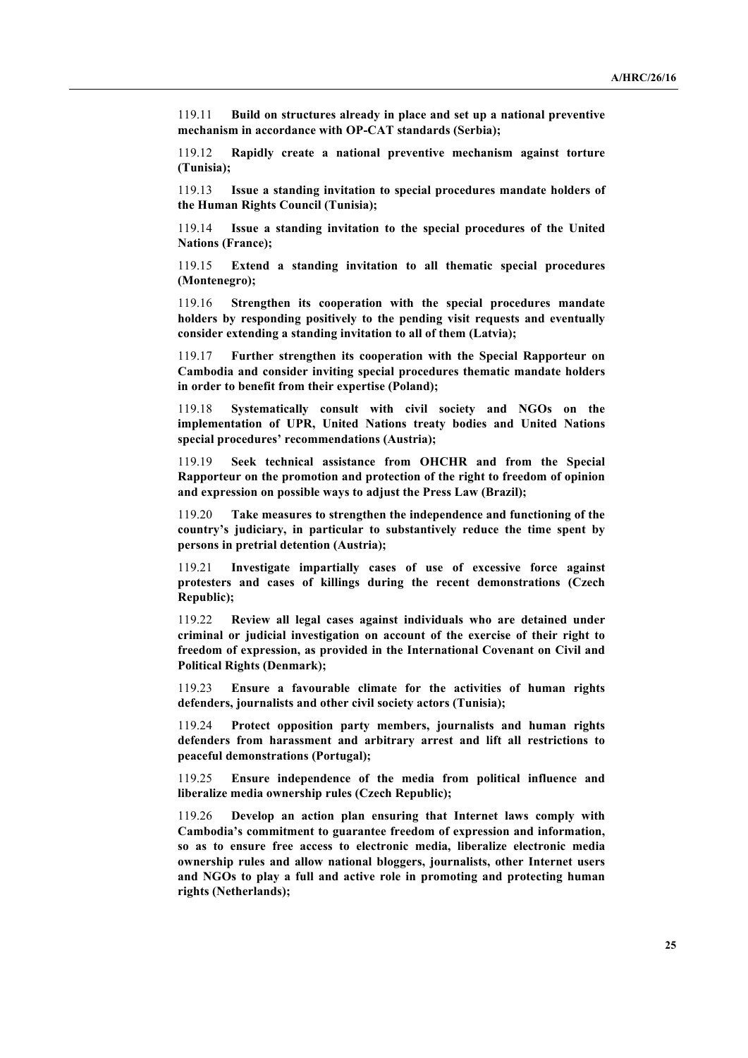119.11 **Build on structures already in place and set up a national preventive mechanism in accordance with OP-CAT standards (Serbia);**

119.12 **Rapidly create a national preventive mechanism against torture (Tunisia);**

119.13 **Issue a standing invitation to special procedures mandate holders of the Human Rights Council (Tunisia);**

119.14 **Issue a standing invitation to the special procedures of the United Nations (France);**

119.15 **Extend a standing invitation to all thematic special procedures (Montenegro);**

119.16 **Strengthen its cooperation with the special procedures mandate holders by responding positively to the pending visit requests and eventually consider extending a standing invitation to all of them (Latvia);**

119.17 **Further strengthen its cooperation with the Special Rapporteur on Cambodia and consider inviting special procedures thematic mandate holders in order to benefit from their expertise (Poland);**

119.18 **Systematically consult with civil society and NGOs on the implementation of UPR, United Nations treaty bodies and United Nations special procedures' recommendations (Austria);**

119.19 **Seek technical assistance from OHCHR and from the Special Rapporteur on the promotion and protection of the right to freedom of opinion and expression on possible ways to adjust the Press Law (Brazil);**

119.20 **Take measures to strengthen the independence and functioning of the country's judiciary, in particular to substantively reduce the time spent by persons in pretrial detention (Austria);**

119.21 **Investigate impartially cases of use of excessive force against protesters and cases of killings during the recent demonstrations (Czech Republic);**

119.22 **Review all legal cases against individuals who are detained under criminal or judicial investigation on account of the exercise of their right to freedom of expression, as provided in the International Covenant on Civil and Political Rights (Denmark);**

119.23 **Ensure a favourable climate for the activities of human rights defenders, journalists and other civil society actors (Tunisia);**

119.24 **Protect opposition party members, journalists and human rights defenders from harassment and arbitrary arrest and lift all restrictions to peaceful demonstrations (Portugal);**

119.25 **Ensure independence of the media from political influence and liberalize media ownership rules (Czech Republic);**

119.26 **Develop an action plan ensuring that Internet laws comply with Cambodia's commitment to guarantee freedom of expression and information, so as to ensure free access to electronic media, liberalize electronic media ownership rules and allow national bloggers, journalists, other Internet users and NGOs to play a full and active role in promoting and protecting human rights (Netherlands);**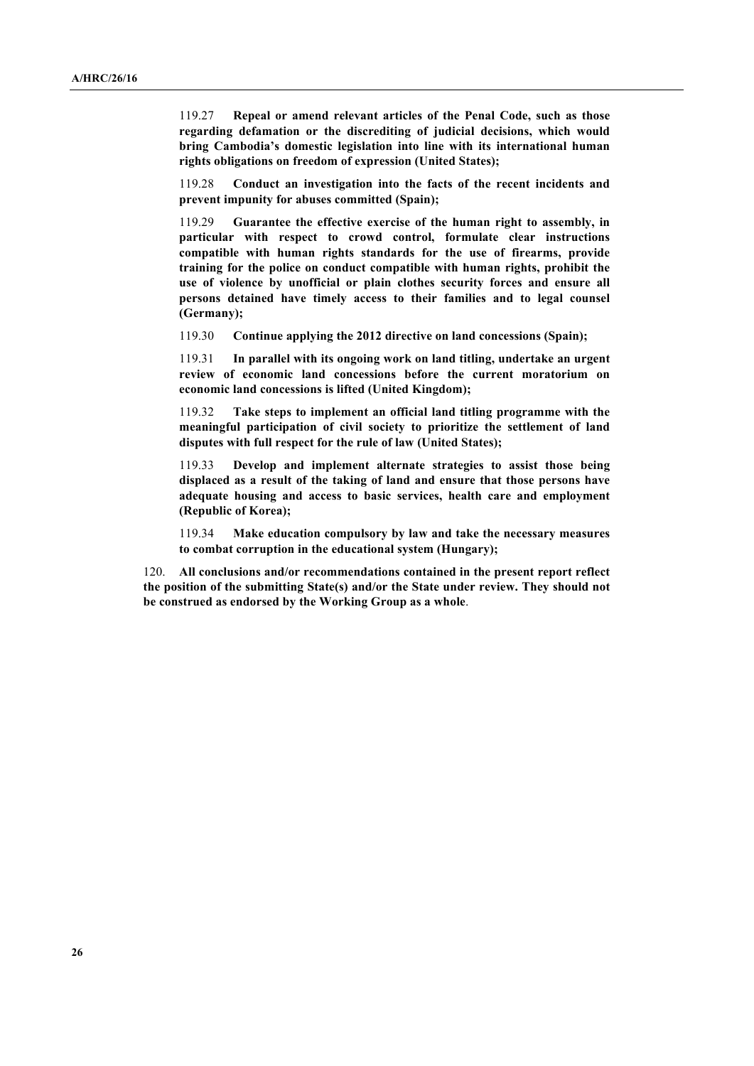119.27 **Repeal or amend relevant articles of the Penal Code, such as those regarding defamation or the discrediting of judicial decisions, which would bring Cambodia's domestic legislation into line with its international human rights obligations on freedom of expression (United States);**

119.28 **Conduct an investigation into the facts of the recent incidents and prevent impunity for abuses committed (Spain);**

119.29 **Guarantee the effective exercise of the human right to assembly, in particular with respect to crowd control, formulate clear instructions compatible with human rights standards for the use of firearms, provide training for the police on conduct compatible with human rights, prohibit the use of violence by unofficial or plain clothes security forces and ensure all persons detained have timely access to their families and to legal counsel (Germany);**

119.30 **Continue applying the 2012 directive on land concessions (Spain);**

119.31 **In parallel with its ongoing work on land titling, undertake an urgent review of economic land concessions before the current moratorium on economic land concessions is lifted (United Kingdom);**

119.32 **Take steps to implement an official land titling programme with the meaningful participation of civil society to prioritize the settlement of land disputes with full respect for the rule of law (United States);**

119.33 **Develop and implement alternate strategies to assist those being displaced as a result of the taking of land and ensure that those persons have adequate housing and access to basic services, health care and employment (Republic of Korea);**

119.34 **Make education compulsory by law and take the necessary measures to combat corruption in the educational system (Hungary);**

120. **All conclusions and/or recommendations contained in the present report reflect the position of the submitting State(s) and/or the State under review. They should not be construed as endorsed by the Working Group as a whole**.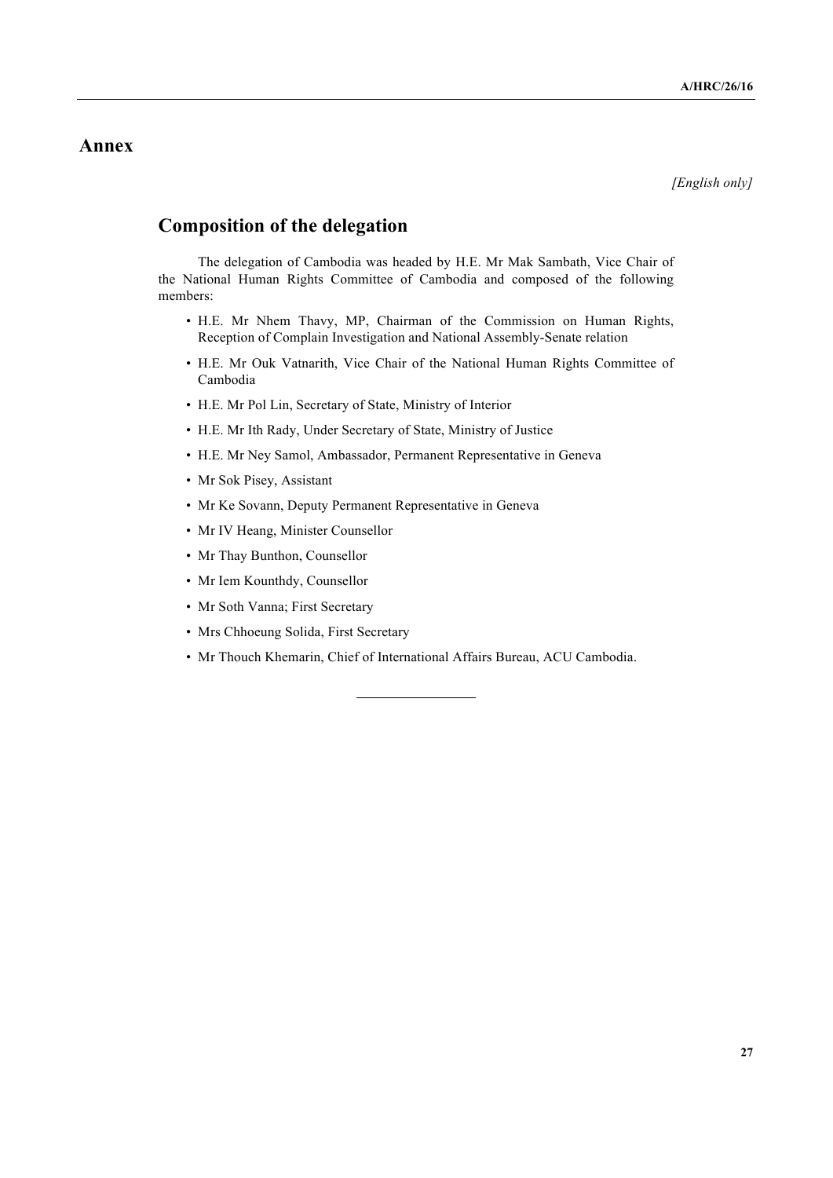# Annex

*[English only]*

## Composition of the delegation

The delegation of Cambodia was headed by H.E. Mr Mak Sambath, Vice Chair of the National Human Rights Committee of Cambodia and composed of the following members:

- H.E. Mr Nhem Thavy, MP, Chairman of the Commission on Human Rights, Reception of Complain Investigation and National Assembly-Senate relation
- H.E. Mr Ouk Vatnarith, Vice Chair of the National Human Rights Committee of Cambodia
- H.E. Mr Pol Lin, Secretary of State, Ministry of Interior
- H.E. Mr Ith Rady, Under Secretary of State, Ministry of Justice
- H.E. Mr Ney Samol, Ambassador, Permanent Representative in Geneva
- Mr Sok Pisey, Assistant
- Mr Ke Sovann, Deputy Permanent Representative in Geneva
- Mr IV Heang, Minister Counsellor
- Mr Thay Bunthon, Counsellor
- Mr Iem Kounthdy, Counsellor
- Mr Soth Vanna; First Secretary
- Mrs Chhoeung Solida, First Secretary
- Mr Thouch Khemarin, Chief of International Affairs Bureau, ACU Cambodia.